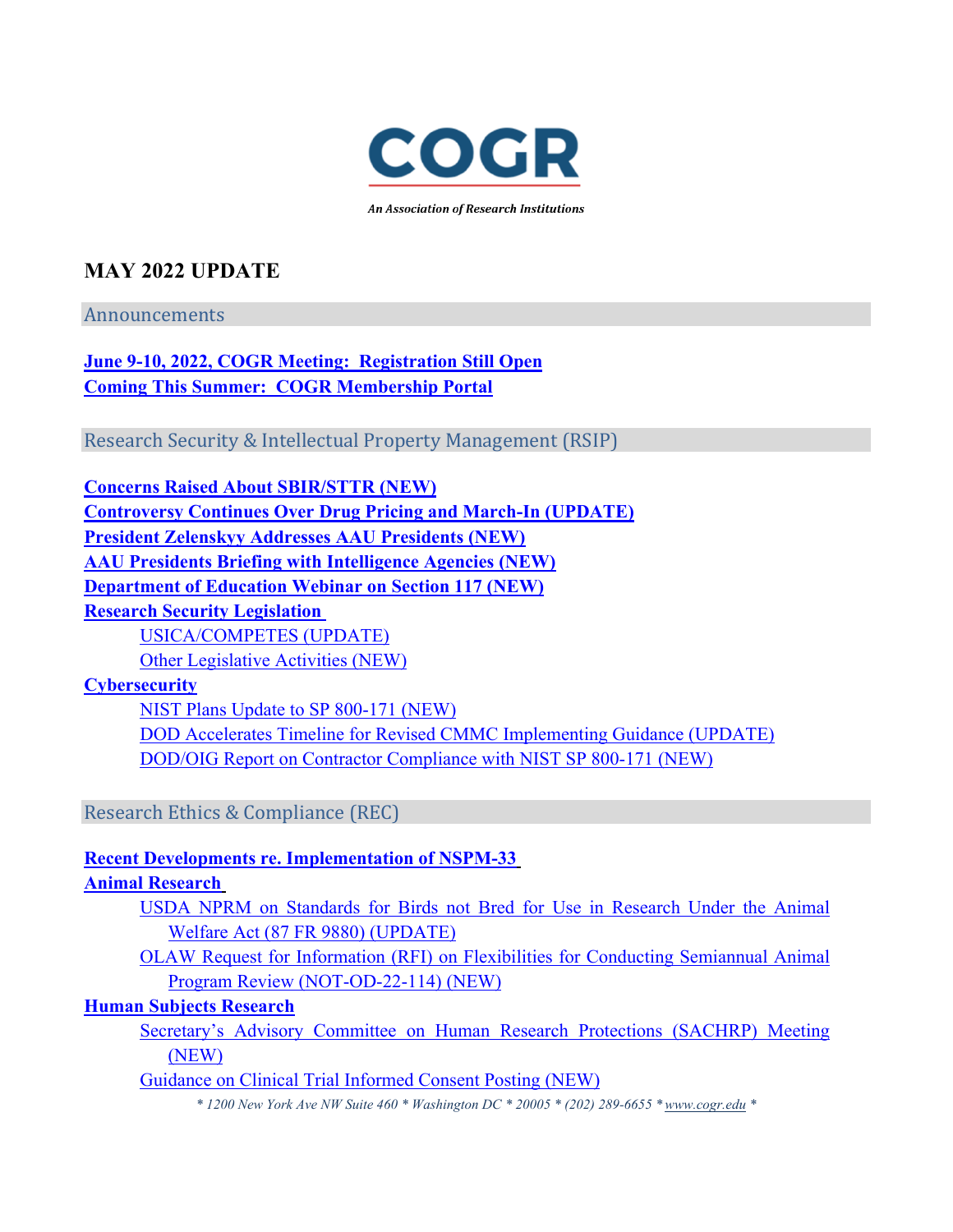# COGR

*An Association of Research Institutions*

## MAY 2022 UPDATE

### Announcements

**June 9-10, 2022, COGR Meeting: Registration Still Open**
**Coming This Summer: COGR Membership Portal**

### Research Security & Intellectual Property Management (RSIP)

**Concerns Raised About SBIR/STTR (NEW)**
**Controversy Continues Over Drug Pricing and March-In (UPDATE)**
**President Zelenskyy Addresses AAU Presidents (NEW)**
**AAU Presidents Briefing with Intelligence Agencies (NEW)**
**Department of Education Webinar on Section 117 (NEW)**
**Research Security Legislation**

- USICA/COMPETES (UPDATE)
- Other Legislative Activities (NEW)

**Cybersecurity**

- NIST Plans Update to SP 800-171 (NEW)
- DOD Accelerates Timeline for Revised CMMC Implementing Guidance (UPDATE)
- DOD/OIG Report on Contractor Compliance with NIST SP 800-171 (NEW)

### Research Ethics & Compliance (REC)

**Recent Developments re. Implementation of NSPM-33**
**Animal Research**

- USDA NPRM on Standards for Birds not Bred for Use in Research Under the Animal Welfare Act (87 FR 9880) (UPDATE)
- OLAW Request for Information (RFI) on Flexibilities for Conducting Semiannual Animal Program Review (NOT-OD-22-114) (NEW)

**Human Subjects Research**

- Secretary's Advisory Committee on Human Research Protections (SACHRP) Meeting (NEW)
- Guidance on Clinical Trial Informed Consent Posting (NEW)

*\* 1200 New York Ave NW Suite 460 \* Washington DC \* 20005 \* (202) 289-6655 \* www.cogr.edu \**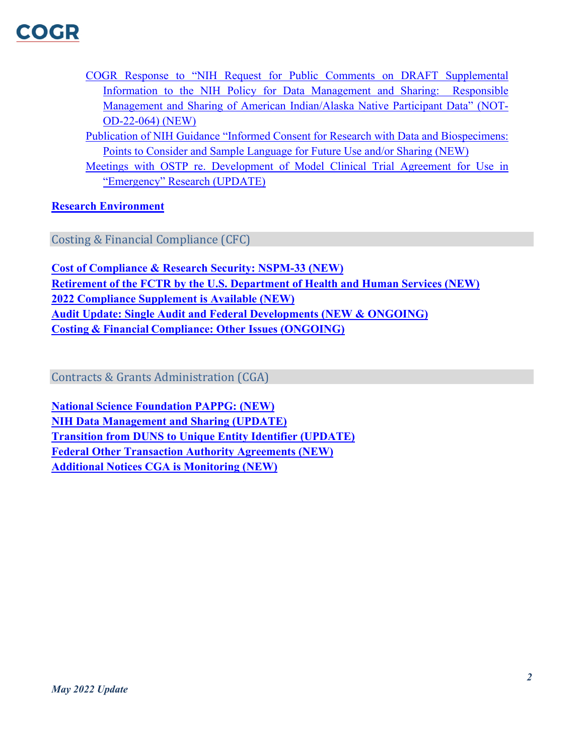COGR Response to "NIH Request for Public Comments on DRAFT Supplemental Information to the NIH Policy for Data Management and Sharing: Responsible Management and Sharing of American Indian/Alaska Native Participant Data" (NOT-OD-22-064) (NEW)

Publication of NIH Guidance "Informed Consent for Research with Data and Biospecimens: Points to Consider and Sample Language for Future Use and/or Sharing (NEW)

Meetings with OSTP re. Development of Model Clinical Trial Agreement for Use in "Emergency" Research (UPDATE)

**Research Environment**

## Costing & Financial Compliance (CFC)

**Cost of Compliance & Research Security: NSPM-33 (NEW)**
**Retirement of the FCTR by the U.S. Department of Health and Human Services (NEW)**
**2022 Compliance Supplement is Available (NEW)**
**Audit Update: Single Audit and Federal Developments (NEW & ONGOING)**
**Costing & Financial Compliance: Other Issues (ONGOING)**

## Contracts & Grants Administration (CGA)

**National Science Foundation PAPPG: (NEW)**
**NIH Data Management and Sharing (UPDATE)**
**Transition from DUNS to Unique Entity Identifier (UPDATE)**
**Federal Other Transaction Authority Agreements (NEW)**
**Additional Notices CGA is Monitoring (NEW)**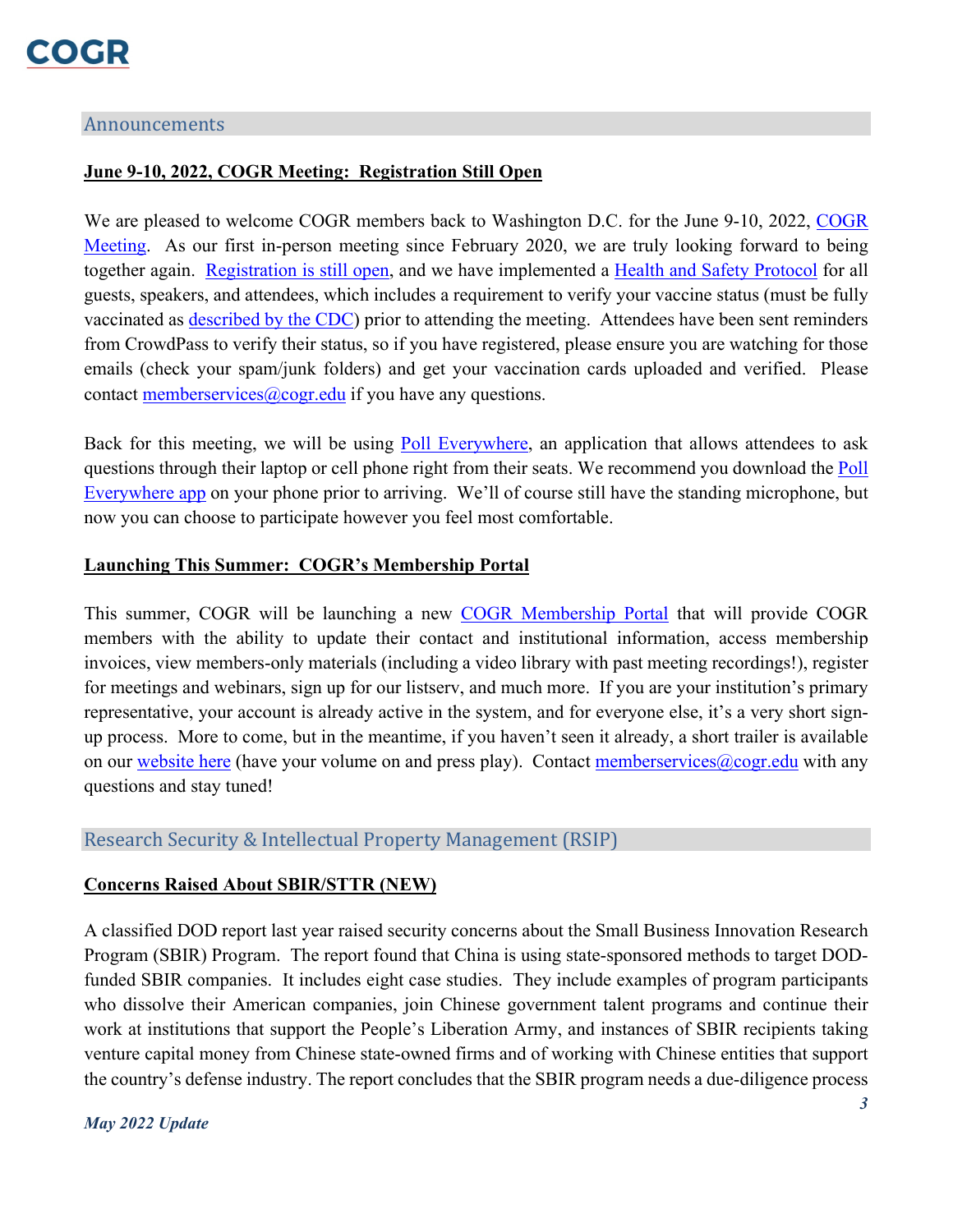## Announcements

**June 9-10, 2022, COGR Meeting: Registration Still Open**

We are pleased to welcome COGR members back to Washington D.C. for the June 9-10, 2022, COGR Meeting. As our first in-person meeting since February 2020, we are truly looking forward to being together again. Registration is still open, and we have implemented a Health and Safety Protocol for all guests, speakers, and attendees, which includes a requirement to verify your vaccine status (must be fully vaccinated as described by the CDC) prior to attending the meeting. Attendees have been sent reminders from CrowdPass to verify their status, so if you have registered, please ensure you are watching for those emails (check your spam/junk folders) and get your vaccination cards uploaded and verified. Please contact memberservices@cogr.edu if you have any questions.

Back for this meeting, we will be using Poll Everywhere, an application that allows attendees to ask questions through their laptop or cell phone right from their seats. We recommend you download the Poll Everywhere app on your phone prior to arriving. We'll of course still have the standing microphone, but now you can choose to participate however you feel most comfortable.

**Launching This Summer: COGR's Membership Portal**

This summer, COGR will be launching a new COGR Membership Portal that will provide COGR members with the ability to update their contact and institutional information, access membership invoices, view members-only materials (including a video library with past meeting recordings!), register for meetings and webinars, sign up for our listserv, and much more. If you are your institution's primary representative, your account is already active in the system, and for everyone else, it's a very short sign-up process. More to come, but in the meantime, if you haven't seen it already, a short trailer is available on our website here (have your volume on and press play). Contact memberservices@cogr.edu with any questions and stay tuned!

## Research Security & Intellectual Property Management (RSIP)

**Concerns Raised About SBIR/STTR (NEW)**

A classified DOD report last year raised security concerns about the Small Business Innovation Research Program (SBIR) Program. The report found that China is using state-sponsored methods to target DOD-funded SBIR companies. It includes eight case studies. They include examples of program participants who dissolve their American companies, join Chinese government talent programs and continue their work at institutions that support the People's Liberation Army, and instances of SBIR recipients taking venture capital money from Chinese state-owned firms and of working with Chinese entities that support the country's defense industry. The report concludes that the SBIR program needs a due-diligence process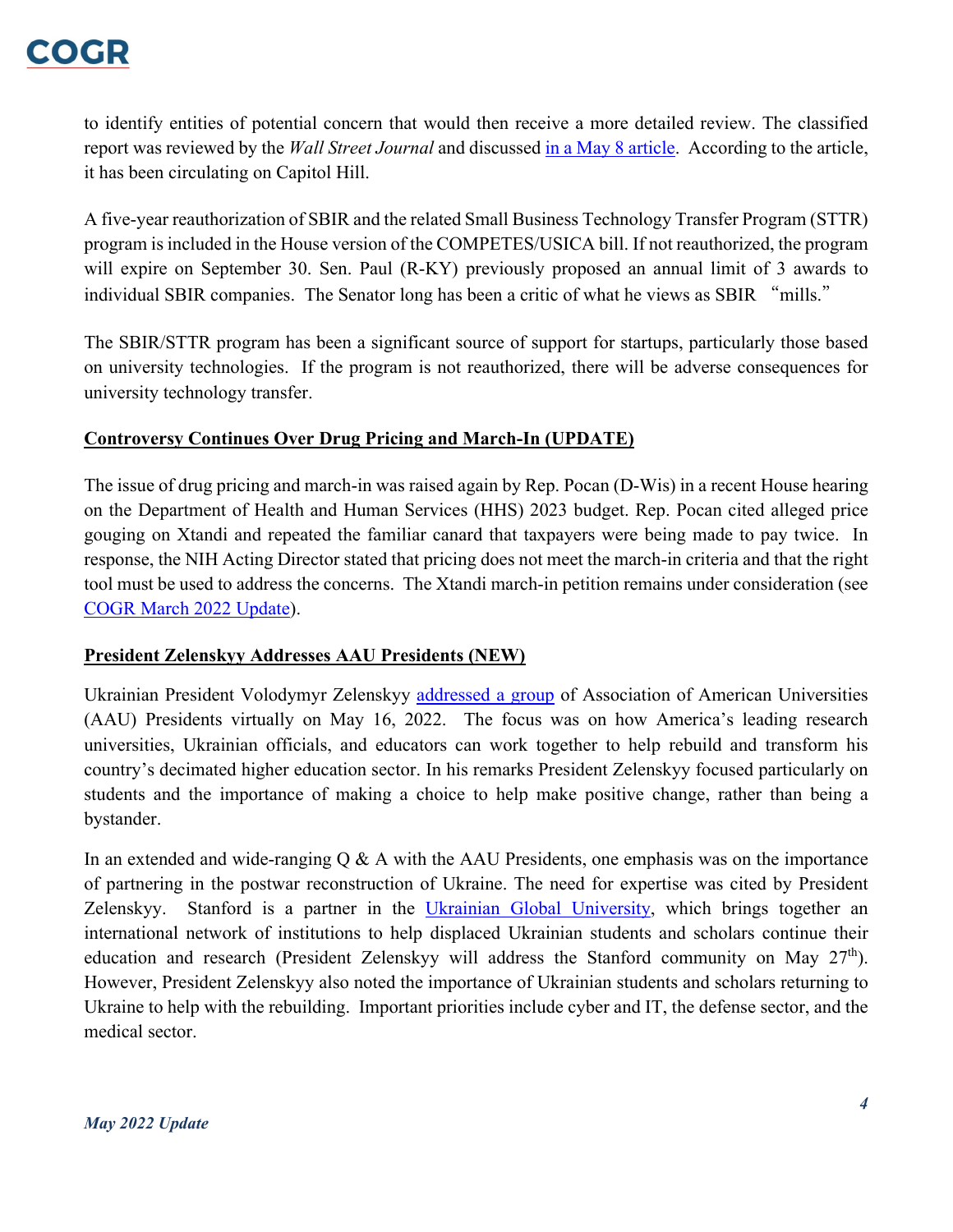to identify entities of potential concern that would then receive a more detailed review. The classified report was reviewed by the *Wall Street Journal* and discussed in a May 8 article. According to the article, it has been circulating on Capitol Hill.

A five-year reauthorization of SBIR and the related Small Business Technology Transfer Program (STTR) program is included in the House version of the COMPETES/USICA bill. If not reauthorized, the program will expire on September 30. Sen. Paul (R-KY) previously proposed an annual limit of 3 awards to individual SBIR companies. The Senator long has been a critic of what he views as SBIR "mills."

The SBIR/STTR program has been a significant source of support for startups, particularly those based on university technologies. If the program is not reauthorized, there will be adverse consequences for university technology transfer.

**Controversy Continues Over Drug Pricing and March-In (UPDATE)**

The issue of drug pricing and march-in was raised again by Rep. Pocan (D-Wis) in a recent House hearing on the Department of Health and Human Services (HHS) 2023 budget. Rep. Pocan cited alleged price gouging on Xtandi and repeated the familiar canard that taxpayers were being made to pay twice. In response, the NIH Acting Director stated that pricing does not meet the march-in criteria and that the right tool must be used to address the concerns. The Xtandi march-in petition remains under consideration (see COGR March 2022 Update).

**President Zelenskyy Addresses AAU Presidents (NEW)**

Ukrainian President Volodymyr Zelenskyy addressed a group of Association of American Universities (AAU) Presidents virtually on May 16, 2022. The focus was on how America's leading research universities, Ukrainian officials, and educators can work together to help rebuild and transform his country's decimated higher education sector. In his remarks President Zelenskyy focused particularly on students and the importance of making a choice to help make positive change, rather than being a bystander.

In an extended and wide-ranging Q & A with the AAU Presidents, one emphasis was on the importance of partnering in the postwar reconstruction of Ukraine. The need for expertise was cited by President Zelenskyy. Stanford is a partner in the Ukrainian Global University, which brings together an international network of institutions to help displaced Ukrainian students and scholars continue their education and research (President Zelenskyy will address the Stanford community on May 27th). However, President Zelenskyy also noted the importance of Ukrainian students and scholars returning to Ukraine to help with the rebuilding. Important priorities include cyber and IT, the defense sector, and the medical sector.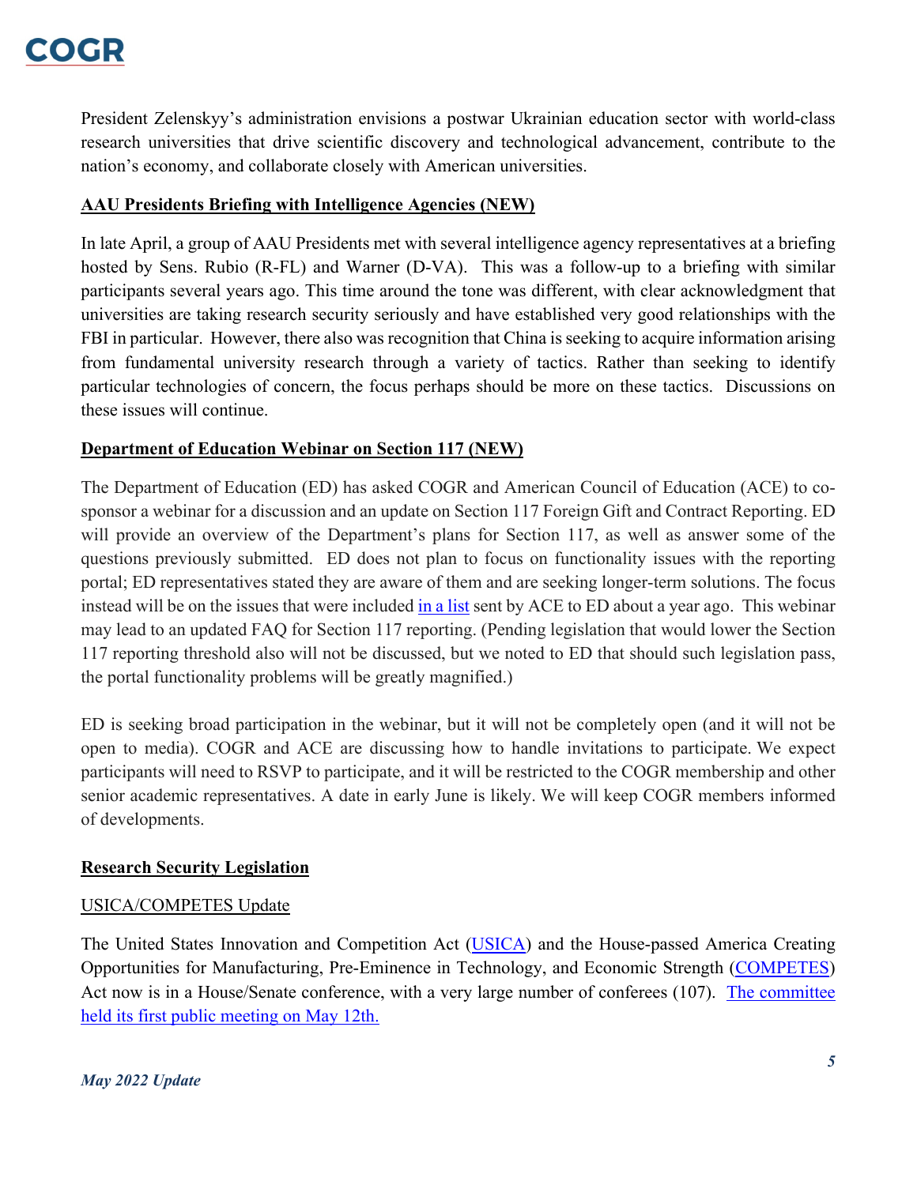President Zelenskyy's administration envisions a postwar Ukrainian education sector with world-class research universities that drive scientific discovery and technological advancement, contribute to the nation's economy, and collaborate closely with American universities.

**AAU Presidents Briefing with Intelligence Agencies (NEW)**

In late April, a group of AAU Presidents met with several intelligence agency representatives at a briefing hosted by Sens. Rubio (R-FL) and Warner (D-VA). This was a follow-up to a briefing with similar participants several years ago. This time around the tone was different, with clear acknowledgment that universities are taking research security seriously and have established very good relationships with the FBI in particular. However, there also was recognition that China is seeking to acquire information arising from fundamental university research through a variety of tactics. Rather than seeking to identify particular technologies of concern, the focus perhaps should be more on these tactics. Discussions on these issues will continue.

**Department of Education Webinar on Section 117 (NEW)**

The Department of Education (ED) has asked COGR and American Council of Education (ACE) to co-sponsor a webinar for a discussion and an update on Section 117 Foreign Gift and Contract Reporting. ED will provide an overview of the Department's plans for Section 117, as well as answer some of the questions previously submitted. ED does not plan to focus on functionality issues with the reporting portal; ED representatives stated they are aware of them and are seeking longer-term solutions. The focus instead will be on the issues that were included in a list sent by ACE to ED about a year ago. This webinar may lead to an updated FAQ for Section 117 reporting. (Pending legislation that would lower the Section 117 reporting threshold also will not be discussed, but we noted to ED that should such legislation pass, the portal functionality problems will be greatly magnified.)

ED is seeking broad participation in the webinar, but it will not be completely open (and it will not be open to media). COGR and ACE are discussing how to handle invitations to participate. We expect participants will need to RSVP to participate, and it will be restricted to the COGR membership and other senior academic representatives. A date in early June is likely. We will keep COGR members informed of developments.

**Research Security Legislation**

USICA/COMPETES Update

The United States Innovation and Competition Act (USICA) and the House-passed America Creating Opportunities for Manufacturing, Pre-Eminence in Technology, and Economic Strength (COMPETES) Act now is in a House/Senate conference, with a very large number of conferees (107). The committee held its first public meeting on May 12th.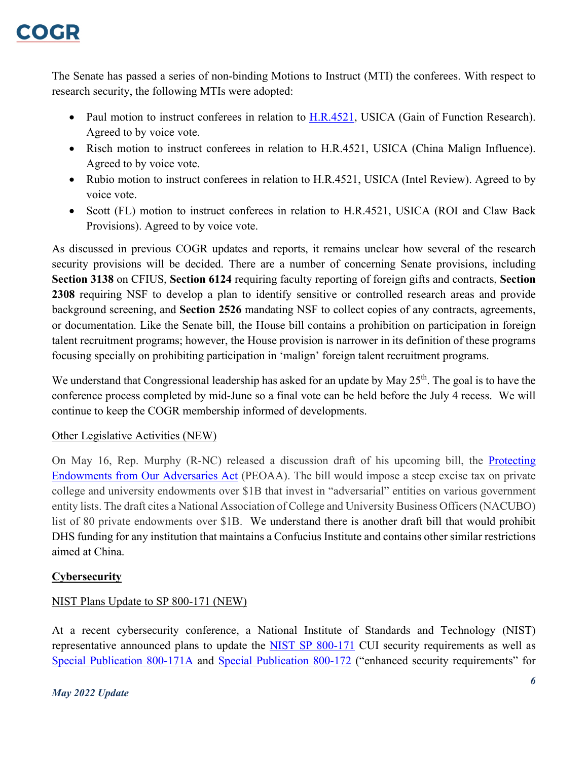The Senate has passed a series of non-binding Motions to Instruct (MTI) the conferees. With respect to research security, the following MTIs were adopted:

- Paul motion to instruct conferees in relation to [H.R.4521](), USICA (Gain of Function Research). Agreed to by voice vote.
- Risch motion to instruct conferees in relation to H.R.4521, USICA (China Malign Influence). Agreed to by voice vote.
- Rubio motion to instruct conferees in relation to H.R.4521, USICA (Intel Review). Agreed to by voice vote.
- Scott (FL) motion to instruct conferees in relation to H.R.4521, USICA (ROI and Claw Back Provisions). Agreed to by voice vote.

As discussed in previous COGR updates and reports, it remains unclear how several of the research security provisions will be decided. There are a number of concerning Senate provisions, including **Section 3138** on CFIUS, **Section 6124** requiring faculty reporting of foreign gifts and contracts, **Section 2308** requiring NSF to develop a plan to identify sensitive or controlled research areas and provide background screening, and **Section 2526** mandating NSF to collect copies of any contracts, agreements, or documentation. Like the Senate bill, the House bill contains a prohibition on participation in foreign talent recruitment programs; however, the House provision is narrower in its definition of these programs focusing specially on prohibiting participation in 'malign' foreign talent recruitment programs.

We understand that Congressional leadership has asked for an update by May 25th. The goal is to have the conference process completed by mid-June so a final vote can be held before the July 4 recess. We will continue to keep the COGR membership informed of developments.

<u>Other Legislative Activities (NEW)</u>

On May 16, Rep. Murphy (R-NC) released a discussion draft of his upcoming bill, the [Protecting Endowments from Our Adversaries Act]() (PEOAA). The bill would impose a steep excise tax on private college and university endowments over $1B that invest in "adversarial" entities on various government entity lists. The draft cites a National Association of College and University Business Officers (NACUBO) list of 80 private endowments over $1B. We understand there is another draft bill that would prohibit DHS funding for any institution that maintains a Confucius Institute and contains other similar restrictions aimed at China.

## **<u>Cybersecurity</u>**

<u>NIST Plans Update to SP 800-171 (NEW)</u>

At a recent cybersecurity conference, a National Institute of Standards and Technology (NIST) representative announced plans to update the [NIST SP 800-171]() CUI security requirements as well as [Special Publication 800-171A]() and [Special Publication 800-172]() ("enhanced security requirements" for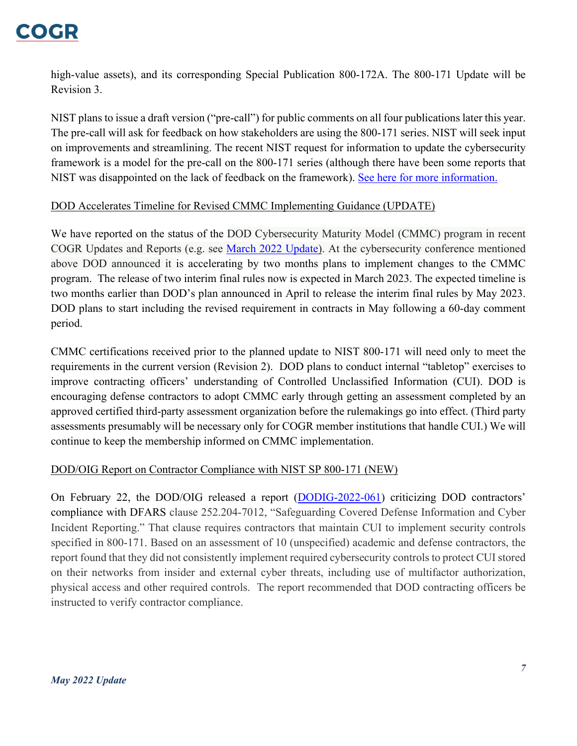high-value assets), and its corresponding Special Publication 800-172A. The 800-171 Update will be Revision 3.

NIST plans to issue a draft version ("pre-call") for public comments on all four publications later this year. The pre-call will ask for feedback on how stakeholders are using the 800-171 series. NIST will seek input on improvements and streamlining. The recent NIST request for information to update the cybersecurity framework is a model for the pre-call on the 800-171 series (although there have been some reports that NIST was disappointed on the lack of feedback on the framework). [See here for more information.]

DOD Accelerates Timeline for Revised CMMC Implementing Guidance (UPDATE)

We have reported on the status of the DOD Cybersecurity Maturity Model (CMMC) program in recent COGR Updates and Reports (e.g. see [March 2022 Update]). At the cybersecurity conference mentioned above DOD announced it is accelerating by two months plans to implement changes to the CMMC program. The release of two interim final rules now is expected in March 2023. The expected timeline is two months earlier than DOD's plan announced in April to release the interim final rules by May 2023. DOD plans to start including the revised requirement in contracts in May following a 60-day comment period.

CMMC certifications received prior to the planned update to NIST 800-171 will need only to meet the requirements in the current version (Revision 2). DOD plans to conduct internal "tabletop" exercises to improve contracting officers' understanding of Controlled Unclassified Information (CUI). DOD is encouraging defense contractors to adopt CMMC early through getting an assessment completed by an approved certified third-party assessment organization before the rulemakings go into effect. (Third party assessments presumably will be necessary only for COGR member institutions that handle CUI.) We will continue to keep the membership informed on CMMC implementation.

DOD/OIG Report on Contractor Compliance with NIST SP 800-171 (NEW)

On February 22, the DOD/OIG released a report ([DODIG-2022-061]) criticizing DOD contractors' compliance with DFARS clause 252.204-7012, "Safeguarding Covered Defense Information and Cyber Incident Reporting." That clause requires contractors that maintain CUI to implement security controls specified in 800-171. Based on an assessment of 10 (unspecified) academic and defense contractors, the report found that they did not consistently implement required cybersecurity controls to protect CUI stored on their networks from insider and external cyber threats, including use of multifactor authorization, physical access and other required controls. The report recommended that DOD contracting officers be instructed to verify contractor compliance.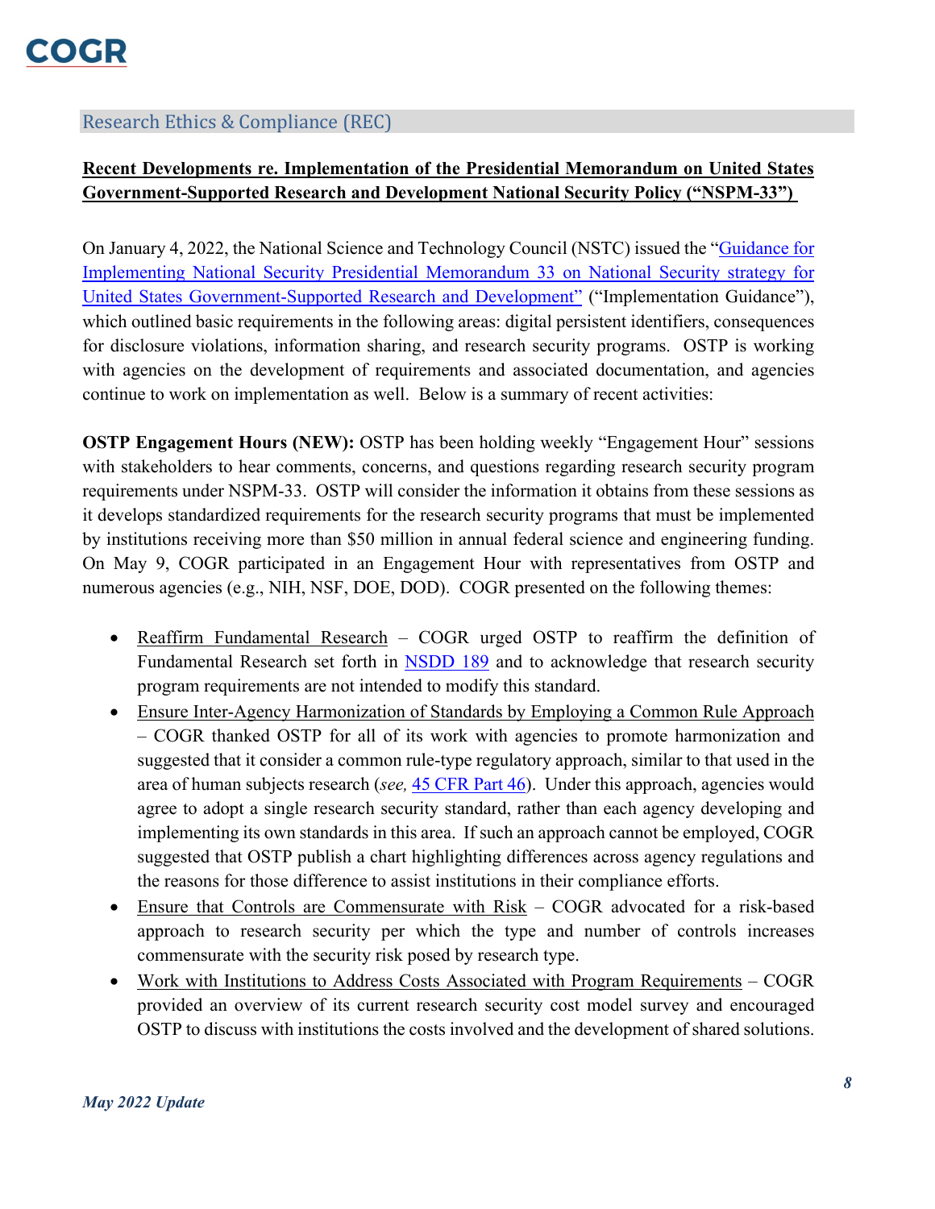## Research Ethics & Compliance (REC)

**Recent Developments re. Implementation of the Presidential Memorandum on United States Government-Supported Research and Development National Security Policy ("NSPM-33")**

On January 4, 2022, the National Science and Technology Council (NSTC) issued the "Guidance for Implementing National Security Presidential Memorandum 33 on National Security strategy for United States Government-Supported Research and Development" ("Implementation Guidance"), which outlined basic requirements in the following areas: digital persistent identifiers, consequences for disclosure violations, information sharing, and research security programs. OSTP is working with agencies on the development of requirements and associated documentation, and agencies continue to work on implementation as well. Below is a summary of recent activities:

**OSTP Engagement Hours (NEW):** OSTP has been holding weekly "Engagement Hour" sessions with stakeholders to hear comments, concerns, and questions regarding research security program requirements under NSPM-33. OSTP will consider the information it obtains from these sessions as it develops standardized requirements for the research security programs that must be implemented by institutions receiving more than $50 million in annual federal science and engineering funding. On May 9, COGR participated in an Engagement Hour with representatives from OSTP and numerous agencies (e.g., NIH, NSF, DOE, DOD). COGR presented on the following themes:

- Reaffirm Fundamental Research – COGR urged OSTP to reaffirm the definition of Fundamental Research set forth in NSDD 189 and to acknowledge that research security program requirements are not intended to modify this standard.
- Ensure Inter-Agency Harmonization of Standards by Employing a Common Rule Approach – COGR thanked OSTP for all of its work with agencies to promote harmonization and suggested that it consider a common rule-type regulatory approach, similar to that used in the area of human subjects research (*see,* 45 CFR Part 46). Under this approach, agencies would agree to adopt a single research security standard, rather than each agency developing and implementing its own standards in this area. If such an approach cannot be employed, COGR suggested that OSTP publish a chart highlighting differences across agency regulations and the reasons for those difference to assist institutions in their compliance efforts.
- Ensure that Controls are Commensurate with Risk – COGR advocated for a risk-based approach to research security per which the type and number of controls increases commensurate with the security risk posed by research type.
- Work with Institutions to Address Costs Associated with Program Requirements – COGR provided an overview of its current research security cost model survey and encouraged OSTP to discuss with institutions the costs involved and the development of shared solutions.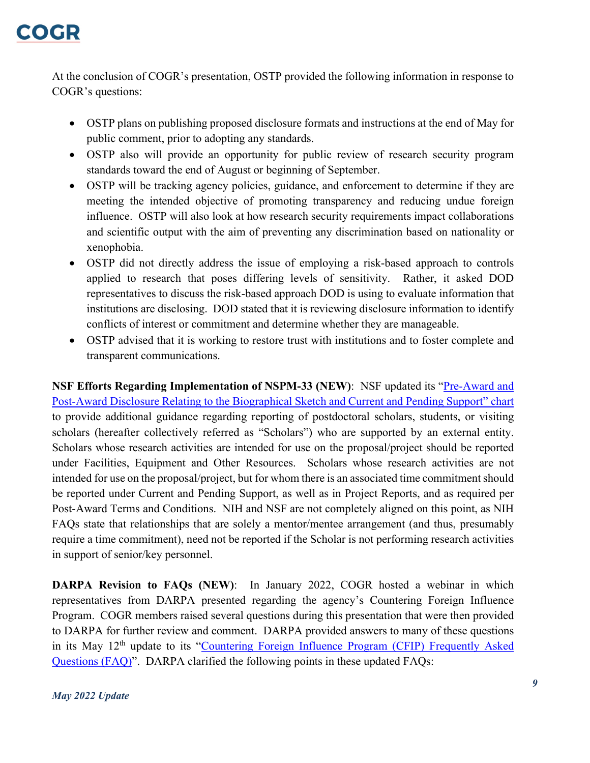At the conclusion of COGR's presentation, OSTP provided the following information in response to COGR's questions:

- OSTP plans on publishing proposed disclosure formats and instructions at the end of May for public comment, prior to adopting any standards.
- OSTP also will provide an opportunity for public review of research security program standards toward the end of August or beginning of September.
- OSTP will be tracking agency policies, guidance, and enforcement to determine if they are meeting the intended objective of promoting transparency and reducing undue foreign influence. OSTP will also look at how research security requirements impact collaborations and scientific output with the aim of preventing any discrimination based on nationality or xenophobia.
- OSTP did not directly address the issue of employing a risk-based approach to controls applied to research that poses differing levels of sensitivity. Rather, it asked DOD representatives to discuss the risk-based approach DOD is using to evaluate information that institutions are disclosing. DOD stated that it is reviewing disclosure information to identify conflicts of interest or commitment and determine whether they are manageable.
- OSTP advised that it is working to restore trust with institutions and to foster complete and transparent communications.

**NSF Efforts Regarding Implementation of NSPM-33 (NEW)**: NSF updated its "Pre-Award and Post-Award Disclosure Relating to the Biographical Sketch and Current and Pending Support" chart to provide additional guidance regarding reporting of postdoctoral scholars, students, or visiting scholars (hereafter collectively referred as "Scholars") who are supported by an external entity. Scholars whose research activities are intended for use on the proposal/project should be reported under Facilities, Equipment and Other Resources. Scholars whose research activities are not intended for use on the proposal/project, but for whom there is an associated time commitment should be reported under Current and Pending Support, as well as in Project Reports, and as required per Post-Award Terms and Conditions. NIH and NSF are not completely aligned on this point, as NIH FAQs state that relationships that are solely a mentor/mentee arrangement (and thus, presumably require a time commitment), need not be reported if the Scholar is not performing research activities in support of senior/key personnel.

**DARPA Revision to FAQs (NEW)**: In January 2022, COGR hosted a webinar in which representatives from DARPA presented regarding the agency's Countering Foreign Influence Program. COGR members raised several questions during this presentation that were then provided to DARPA for further review and comment. DARPA provided answers to many of these questions in its May 12th update to its "Countering Foreign Influence Program (CFIP) Frequently Asked Questions (FAQ)". DARPA clarified the following points in these updated FAQs: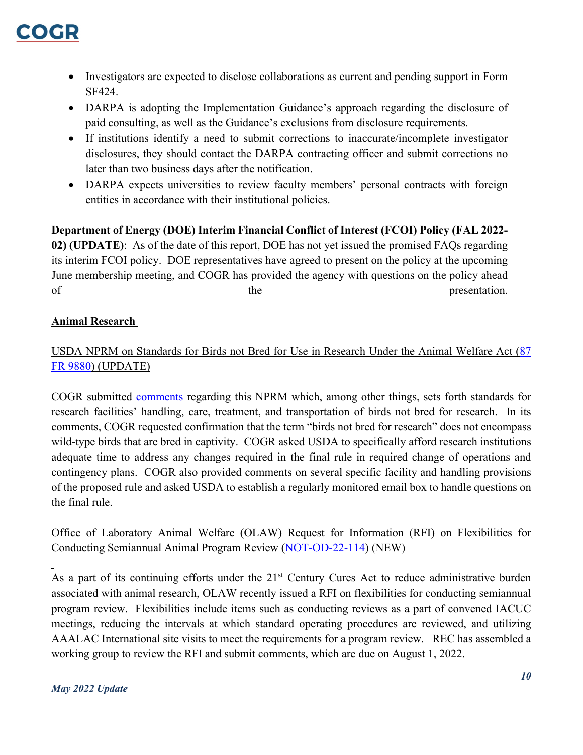- Investigators are expected to disclose collaborations as current and pending support in Form SF424.
- DARPA is adopting the Implementation Guidance's approach regarding the disclosure of paid consulting, as well as the Guidance's exclusions from disclosure requirements.
- If institutions identify a need to submit corrections to inaccurate/incomplete investigator disclosures, they should contact the DARPA contracting officer and submit corrections no later than two business days after the notification.
- DARPA expects universities to review faculty members' personal contracts with foreign entities in accordance with their institutional policies.

**Department of Energy (DOE) Interim Financial Conflict of Interest (FCOI) Policy (FAL 2022-02) (UPDATE)**: As of the date of this report, DOE has not yet issued the promised FAQs regarding its interim FCOI policy. DOE representatives have agreed to present on the policy at the upcoming June membership meeting, and COGR has provided the agency with questions on the policy ahead of the presentation.

## Animal Research

USDA NPRM on Standards for Birds not Bred for Use in Research Under the Animal Welfare Act (87 FR 9880) (UPDATE)

COGR submitted comments regarding this NPRM which, among other things, sets forth standards for research facilities' handling, care, treatment, and transportation of birds not bred for research. In its comments, COGR requested confirmation that the term "birds not bred for research" does not encompass wild-type birds that are bred in captivity. COGR asked USDA to specifically afford research institutions adequate time to address any changes required in the final rule in required change of operations and contingency plans. COGR also provided comments on several specific facility and handling provisions of the proposed rule and asked USDA to establish a regularly monitored email box to handle questions on the final rule.

Office of Laboratory Animal Welfare (OLAW) Request for Information (RFI) on Flexibilities for Conducting Semiannual Animal Program Review (NOT-OD-22-114) (NEW)

As a part of its continuing efforts under the 21st Century Cures Act to reduce administrative burden associated with animal research, OLAW recently issued a RFI on flexibilities for conducting semiannual program review. Flexibilities include items such as conducting reviews as a part of convened IACUC meetings, reducing the intervals at which standard operating procedures are reviewed, and utilizing AAALAC International site visits to meet the requirements for a program review. REC has assembled a working group to review the RFI and submit comments, which are due on August 1, 2022.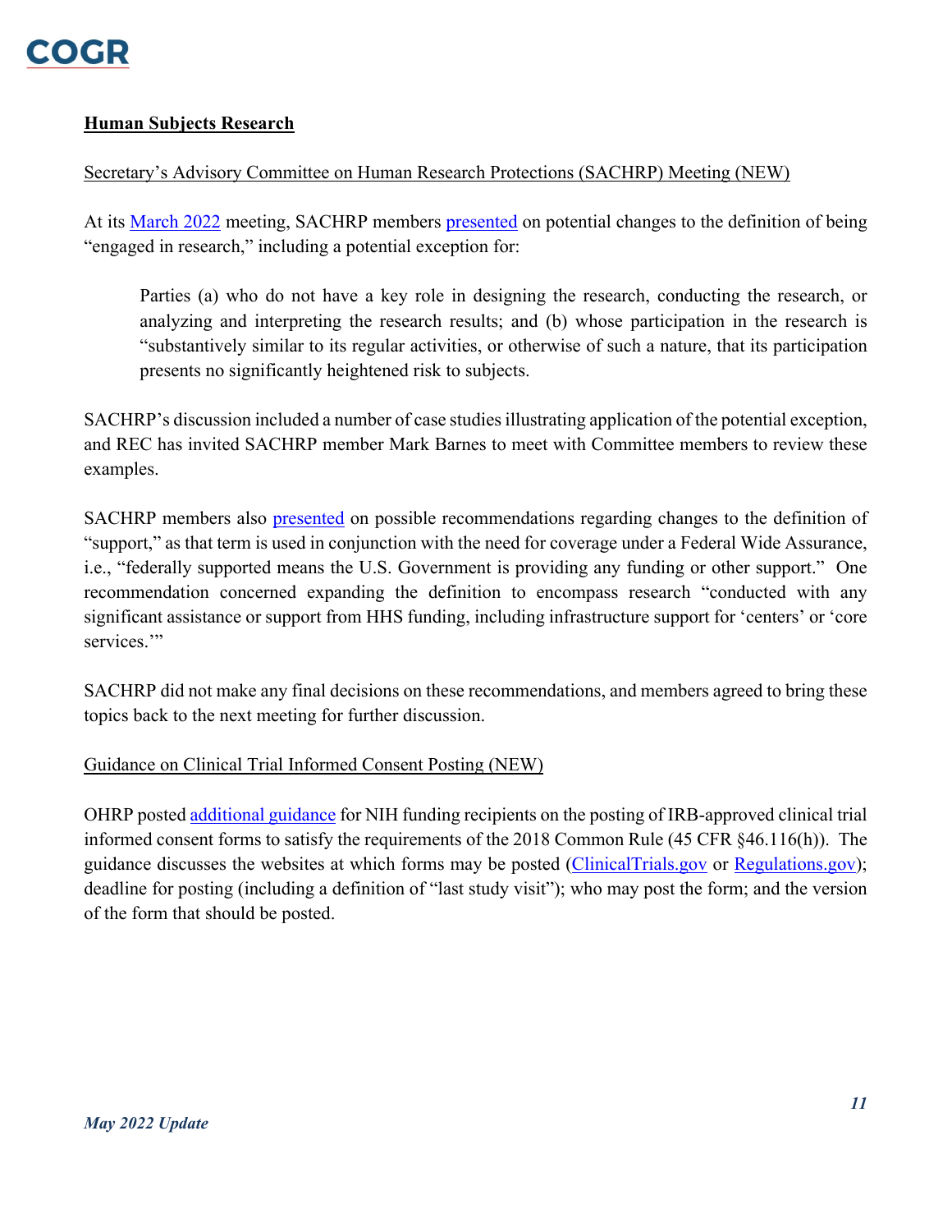## **Human Subjects Research**

Secretary's Advisory Committee on Human Research Protections (SACHRP) Meeting (NEW)

At its March 2022 meeting, SACHRP members presented on potential changes to the definition of being "engaged in research," including a potential exception for:

> Parties (a) who do not have a key role in designing the research, conducting the research, or analyzing and interpreting the research results; and (b) whose participation in the research is "substantively similar to its regular activities, or otherwise of such a nature, that its participation presents no significantly heightened risk to subjects.

SACHRP's discussion included a number of case studies illustrating application of the potential exception, and REC has invited SACHRP member Mark Barnes to meet with Committee members to review these examples.

SACHRP members also presented on possible recommendations regarding changes to the definition of "support," as that term is used in conjunction with the need for coverage under a Federal Wide Assurance, i.e., "federally supported means the U.S. Government is providing any funding or other support." One recommendation concerned expanding the definition to encompass research "conducted with any significant assistance or support from HHS funding, including infrastructure support for 'centers' or 'core services.'"

SACHRP did not make any final decisions on these recommendations, and members agreed to bring these topics back to the next meeting for further discussion.

Guidance on Clinical Trial Informed Consent Posting (NEW)

OHRP posted additional guidance for NIH funding recipients on the posting of IRB-approved clinical trial informed consent forms to satisfy the requirements of the 2018 Common Rule (45 CFR §46.116(h)). The guidance discusses the websites at which forms may be posted (ClinicalTrials.gov or Regulations.gov); deadline for posting (including a definition of "last study visit"); who may post the form; and the version of the form that should be posted.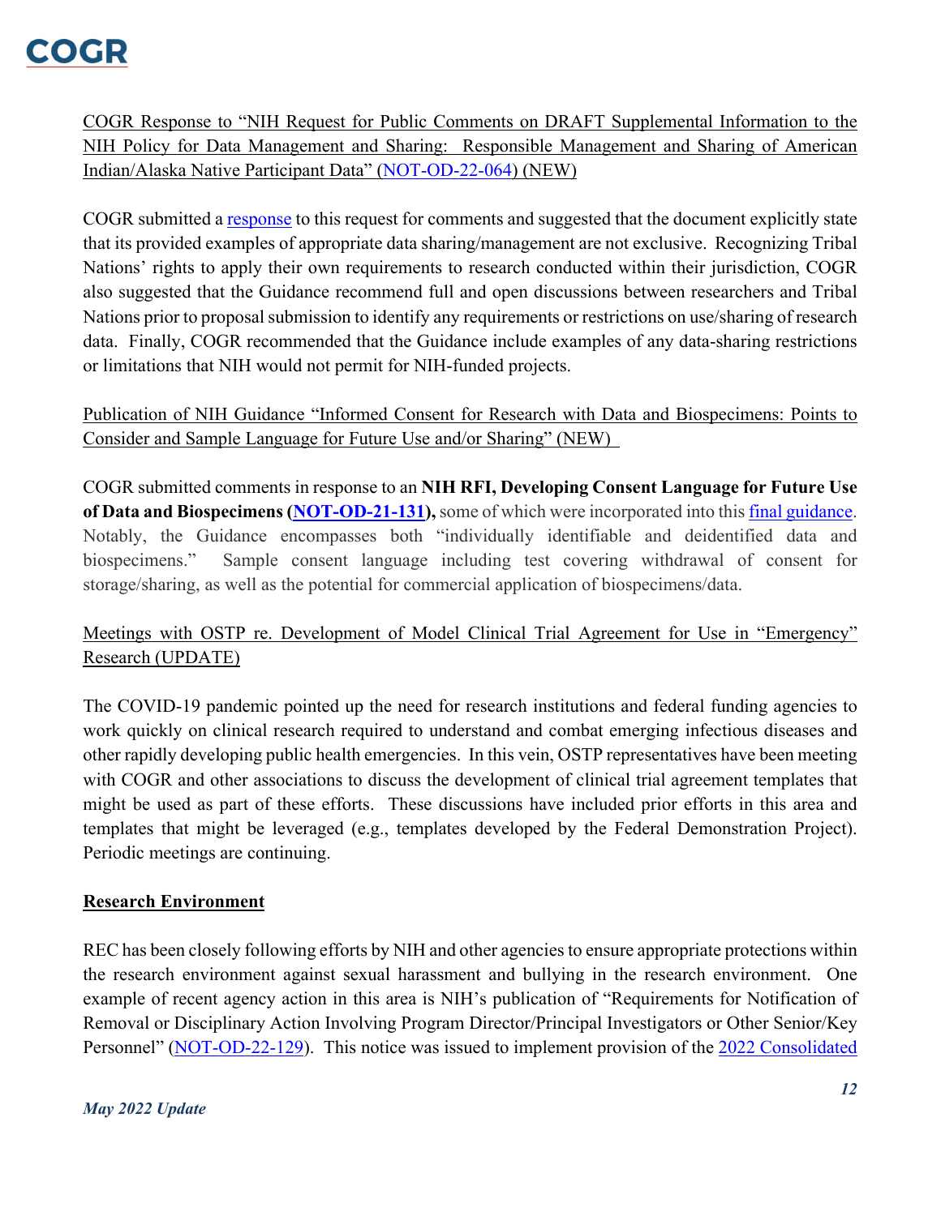<u>COGR Response to "NIH Request for Public Comments on DRAFT Supplemental Information to the NIH Policy for Data Management and Sharing: Responsible Management and Sharing of American Indian/Alaska Native Participant Data" (NOT-OD-22-064) (NEW)</u>

COGR submitted a response to this request for comments and suggested that the document explicitly state that its provided examples of appropriate data sharing/management are not exclusive. Recognizing Tribal Nations' rights to apply their own requirements to research conducted within their jurisdiction, COGR also suggested that the Guidance recommend full and open discussions between researchers and Tribal Nations prior to proposal submission to identify any requirements or restrictions on use/sharing of research data. Finally, COGR recommended that the Guidance include examples of any data-sharing restrictions or limitations that NIH would not permit for NIH-funded projects.

<u>Publication of NIH Guidance "Informed Consent for Research with Data and Biospecimens: Points to Consider and Sample Language for Future Use and/or Sharing" (NEW)</u>

COGR submitted comments in response to an **NIH RFI, Developing Consent Language for Future Use of Data and Biospecimens (NOT-OD-21-131),** some of which were incorporated into this final guidance. Notably, the Guidance encompasses both "individually identifiable and deidentified data and biospecimens." Sample consent language including test covering withdrawal of consent for storage/sharing, as well as the potential for commercial application of biospecimens/data.

<u>Meetings with OSTP re. Development of Model Clinical Trial Agreement for Use in "Emergency" Research (UPDATE)</u>

The COVID-19 pandemic pointed up the need for research institutions and federal funding agencies to work quickly on clinical research required to understand and combat emerging infectious diseases and other rapidly developing public health emergencies. In this vein, OSTP representatives have been meeting with COGR and other associations to discuss the development of clinical trial agreement templates that might be used as part of these efforts. These discussions have included prior efforts in this area and templates that might be leveraged (e.g., templates developed by the Federal Demonstration Project). Periodic meetings are continuing.

**<u>Research Environment</u>**

REC has been closely following efforts by NIH and other agencies to ensure appropriate protections within the research environment against sexual harassment and bullying in the research environment. One example of recent agency action in this area is NIH's publication of "Requirements for Notification of Removal or Disciplinary Action Involving Program Director/Principal Investigators or Other Senior/Key Personnel" (NOT-OD-22-129). This notice was issued to implement provision of the 2022 Consolidated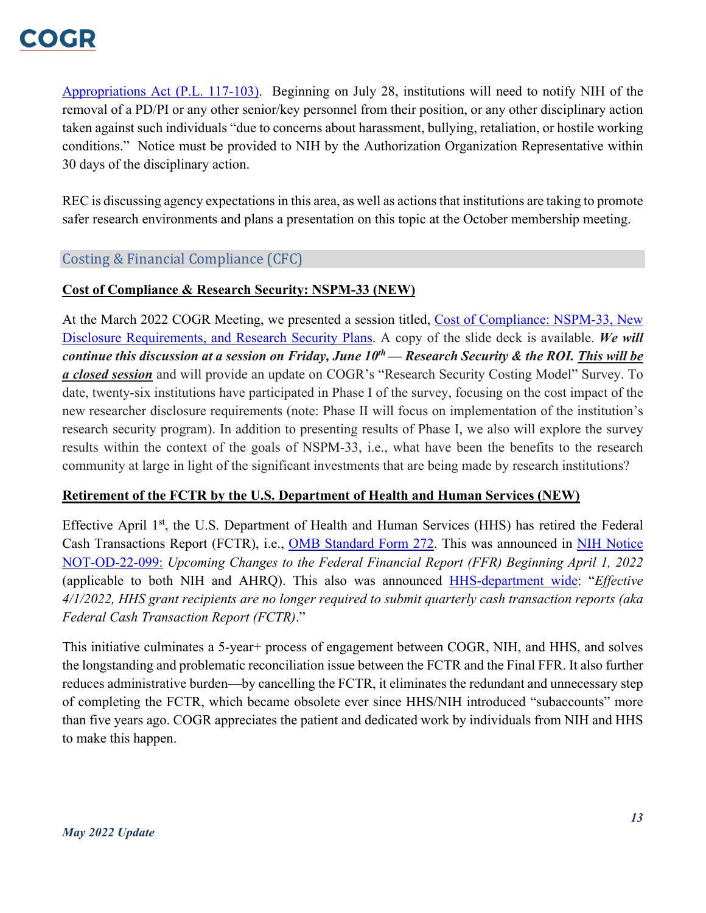Appropriations Act (P.L. 117-103). Beginning on July 28, institutions will need to notify NIH of the removal of a PD/PI or any other senior/key personnel from their position, or any other disciplinary action taken against such individuals "due to concerns about harassment, bullying, retaliation, or hostile working conditions." Notice must be provided to NIH by the Authorization Organization Representative within 30 days of the disciplinary action.

REC is discussing agency expectations in this area, as well as actions that institutions are taking to promote safer research environments and plans a presentation on this topic at the October membership meeting.

## Costing & Financial Compliance (CFC)

### Cost of Compliance & Research Security: NSPM-33 (NEW)

At the March 2022 COGR Meeting, we presented a session titled, Cost of Compliance: NSPM-33, New Disclosure Requirements, and Research Security Plans. A copy of the slide deck is available. ***We will continue this discussion at a session on Friday, June 10th — Research Security & the ROI. This will be a closed session*** and will provide an update on COGR's "Research Security Costing Model" Survey. To date, twenty-six institutions have participated in Phase I of the survey, focusing on the cost impact of the new researcher disclosure requirements (note: Phase II will focus on implementation of the institution's research security program). In addition to presenting results of Phase I, we also will explore the survey results within the context of the goals of NSPM-33, i.e., what have been the benefits to the research community at large in light of the significant investments that are being made by research institutions?

### Retirement of the FCTR by the U.S. Department of Health and Human Services (NEW)

Effective April 1st, the U.S. Department of Health and Human Services (HHS) has retired the Federal Cash Transactions Report (FCTR), i.e., OMB Standard Form 272. This was announced in NIH Notice NOT-OD-22-099: *Upcoming Changes to the Federal Financial Report (FFR) Beginning April 1, 2022* (applicable to both NIH and AHRQ). This also was announced HHS-department wide: "*Effective 4/1/2022, HHS grant recipients are no longer required to submit quarterly cash transaction reports (aka Federal Cash Transaction Report (FCTR)*."

This initiative culminates a 5-year+ process of engagement between COGR, NIH, and HHS, and solves the longstanding and problematic reconciliation issue between the FCTR and the Final FFR. It also further reduces administrative burden—by cancelling the FCTR, it eliminates the redundant and unnecessary step of completing the FCTR, which became obsolete ever since HHS/NIH introduced "subaccounts" more than five years ago. COGR appreciates the patient and dedicated work by individuals from NIH and HHS to make this happen.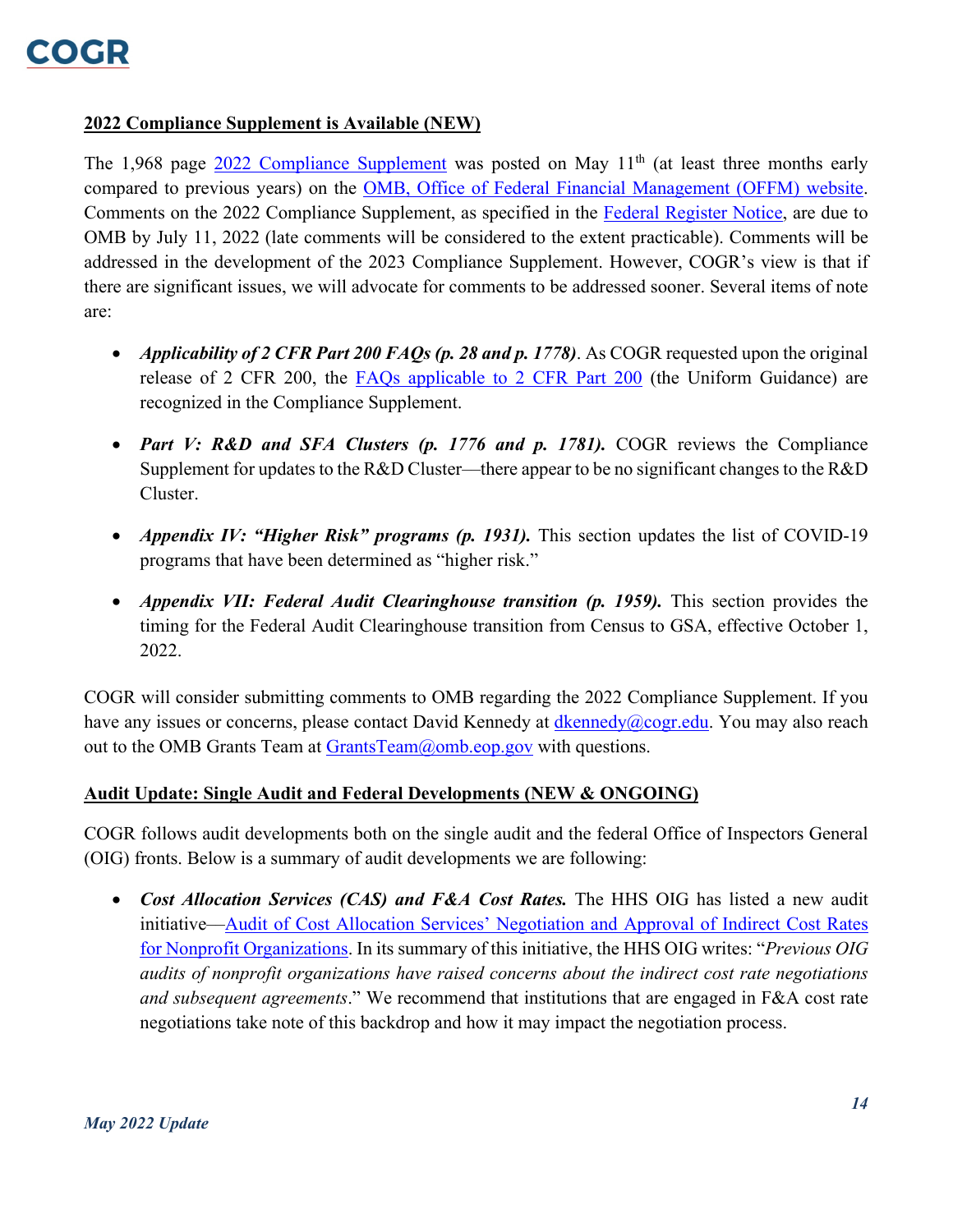## 2022 Compliance Supplement is Available (NEW)

The 1,968 page [2022 Compliance Supplement](2022 Compliance Supplement) was posted on May 11th (at least three months early compared to previous years) on the [OMB, Office of Federal Financial Management (OFFM) website](OMB, Office of Federal Financial Management (OFFM) website). Comments on the 2022 Compliance Supplement, as specified in the [Federal Register Notice](Federal Register Notice), are due to OMB by July 11, 2022 (late comments will be considered to the extent practicable). Comments will be addressed in the development of the 2023 Compliance Supplement. However, COGR's view is that if there are significant issues, we will advocate for comments to be addressed sooner. Several items of note are:

- ***Applicability of 2 CFR Part 200 FAQs (p. 28 and p. 1778)***. As COGR requested upon the original release of 2 CFR 200, the FAQs applicable to 2 CFR Part 200 (the Uniform Guidance) are recognized in the Compliance Supplement.
- ***Part V: R&D and SFA Clusters (p. 1776 and p. 1781).*** COGR reviews the Compliance Supplement for updates to the R&D Cluster—there appear to be no significant changes to the R&D Cluster.
- ***Appendix IV: "Higher Risk" programs (p. 1931).*** This section updates the list of COVID-19 programs that have been determined as "higher risk."
- ***Appendix VII: Federal Audit Clearinghouse transition (p. 1959).*** This section provides the timing for the Federal Audit Clearinghouse transition from Census to GSA, effective October 1, 2022.

COGR will consider submitting comments to OMB regarding the 2022 Compliance Supplement. If you have any issues or concerns, please contact David Kennedy at dkennedy@cogr.edu. You may also reach out to the OMB Grants Team at GrantsTeam@omb.eop.gov with questions.

## Audit Update: Single Audit and Federal Developments (NEW & ONGOING)

COGR follows audit developments both on the single audit and the federal Office of Inspectors General (OIG) fronts. Below is a summary of audit developments we are following:

- ***Cost Allocation Services (CAS) and F&A Cost Rates.*** The HHS OIG has listed a new audit initiative—Audit of Cost Allocation Services' Negotiation and Approval of Indirect Cost Rates for Nonprofit Organizations. In its summary of this initiative, the HHS OIG writes: "*Previous OIG audits of nonprofit organizations have raised concerns about the indirect cost rate negotiations and subsequent agreements*." We recommend that institutions that are engaged in F&A cost rate negotiations take note of this backdrop and how it may impact the negotiation process.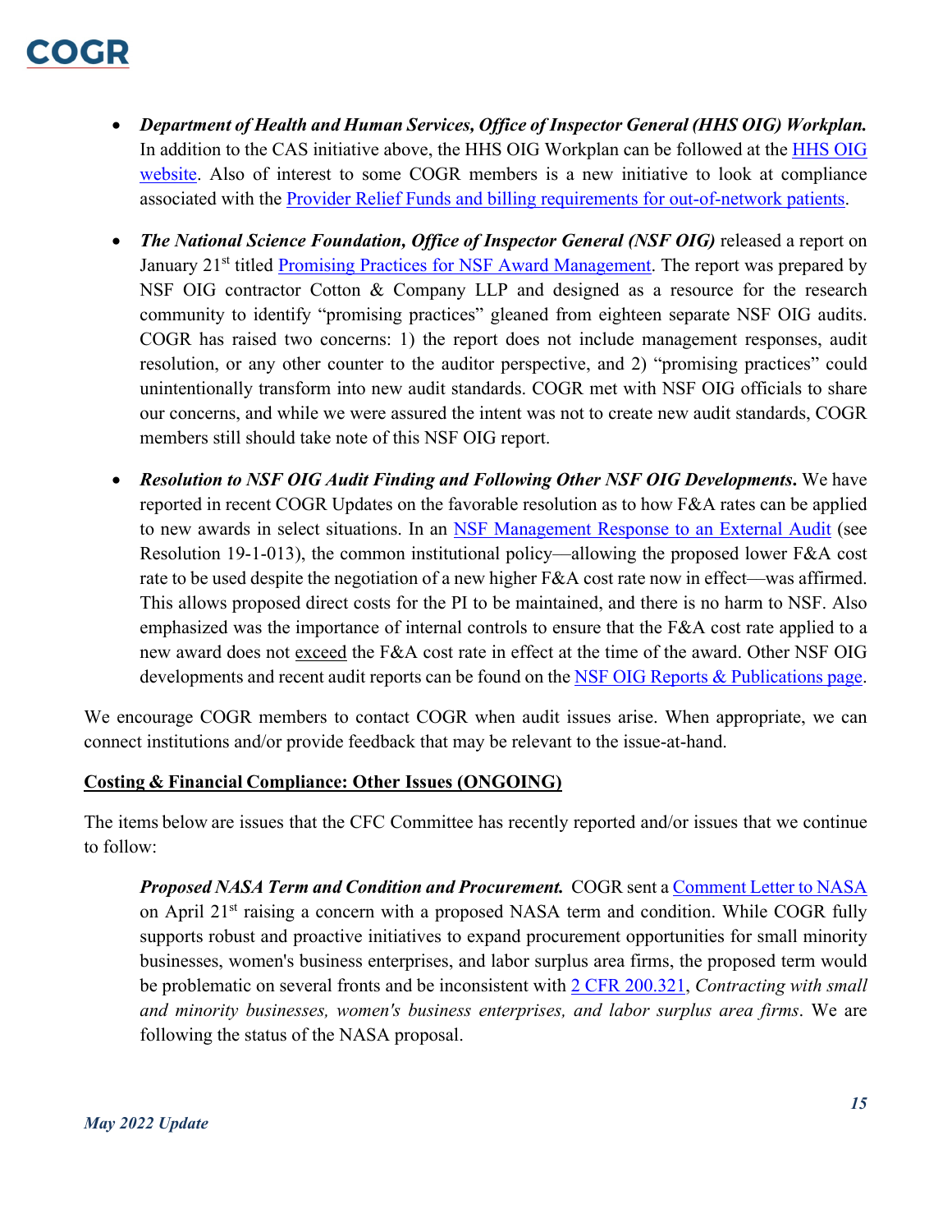- ***Department of Health and Human Services, Office of Inspector General (HHS OIG) Workplan.*** In addition to the CAS initiative above, the HHS OIG Workplan can be followed at the HHS OIG website. Also of interest to some COGR members is a new initiative to look at compliance associated with the Provider Relief Funds and billing requirements for out-of-network patients.

- ***The National Science Foundation, Office of Inspector General (NSF OIG)*** released a report on January 21st titled Promising Practices for NSF Award Management. The report was prepared by NSF OIG contractor Cotton & Company LLP and designed as a resource for the research community to identify "promising practices" gleaned from eighteen separate NSF OIG audits. COGR has raised two concerns: 1) the report does not include management responses, audit resolution, or any other counter to the auditor perspective, and 2) "promising practices" could unintentionally transform into new audit standards. COGR met with NSF OIG officials to share our concerns, and while we were assured the intent was not to create new audit standards, COGR members still should take note of this NSF OIG report.

- ***Resolution to NSF OIG Audit Finding and Following Other NSF OIG Developments.*** We have reported in recent COGR Updates on the favorable resolution as to how F&A rates can be applied to new awards in select situations. In an NSF Management Response to an External Audit (see Resolution 19-1-013), the common institutional policy—allowing the proposed lower F&A cost rate to be used despite the negotiation of a new higher F&A cost rate now in effect—was affirmed. This allows proposed direct costs for the PI to be maintained, and there is no harm to NSF. Also emphasized was the importance of internal controls to ensure that the F&A cost rate applied to a new award does not exceed the F&A cost rate in effect at the time of the award. Other NSF OIG developments and recent audit reports can be found on the NSF OIG Reports & Publications page.

We encourage COGR members to contact COGR when audit issues arise. When appropriate, we can connect institutions and/or provide feedback that may be relevant to the issue-at-hand.

**Costing & Financial Compliance: Other Issues (ONGOING)**

The items below are issues that the CFC Committee has recently reported and/or issues that we continue to follow:

> ***Proposed NASA Term and Condition and Procurement.*** COGR sent a Comment Letter to NASA on April 21st raising a concern with a proposed NASA term and condition. While COGR fully supports robust and proactive initiatives to expand procurement opportunities for small minority businesses, women's business enterprises, and labor surplus area firms, the proposed term would be problematic on several fronts and be inconsistent with 2 CFR 200.321, *Contracting with small and minority businesses, women's business enterprises, and labor surplus area firms*. We are following the status of the NASA proposal.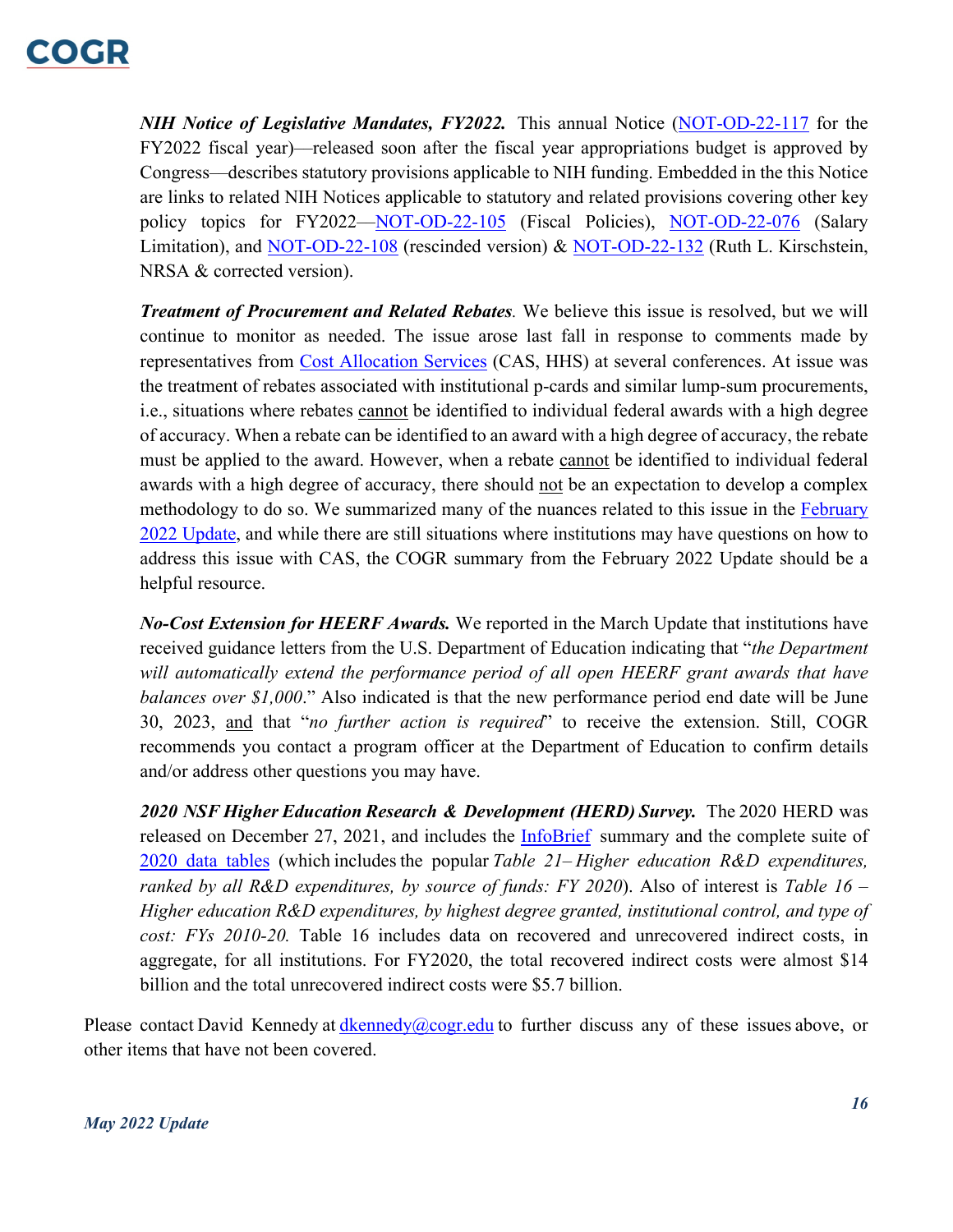***NIH Notice of Legislative Mandates, FY2022.*** This annual Notice (NOT-OD-22-117 for the FY2022 fiscal year)—released soon after the fiscal year appropriations budget is approved by Congress—describes statutory provisions applicable to NIH funding. Embedded in the this Notice are links to related NIH Notices applicable to statutory and related provisions covering other key policy topics for FY2022—NOT-OD-22-105 (Fiscal Policies), NOT-OD-22-076 (Salary Limitation), and NOT-OD-22-108 (rescinded version) & NOT-OD-22-132 (Ruth L. Kirschstein, NRSA & corrected version).

***Treatment of Procurement and Related Rebates****.* We believe this issue is resolved, but we will continue to monitor as needed. The issue arose last fall in response to comments made by representatives from Cost Allocation Services (CAS, HHS) at several conferences. At issue was the treatment of rebates associated with institutional p-cards and similar lump-sum procurements, i.e., situations where rebates cannot be identified to individual federal awards with a high degree of accuracy. When a rebate can be identified to an award with a high degree of accuracy, the rebate must be applied to the award. However, when a rebate cannot be identified to individual federal awards with a high degree of accuracy, there should not be an expectation to develop a complex methodology to do so. We summarized many of the nuances related to this issue in the February 2022 Update, and while there are still situations where institutions may have questions on how to address this issue with CAS, the COGR summary from the February 2022 Update should be a helpful resource.

***No-Cost Extension for HEERF Awards.*** We reported in the March Update that institutions have received guidance letters from the U.S. Department of Education indicating that "*the Department will automatically extend the performance period of all open HEERF grant awards that have balances over $1,000*." Also indicated is that the new performance period end date will be June 30, 2023, and that "*no further action is required*" to receive the extension. Still, COGR recommends you contact a program officer at the Department of Education to confirm details and/or address other questions you may have.

***2020 NSF Higher Education Research & Development (HERD) Survey.*** The 2020 HERD was released on December 27, 2021, and includes the InfoBrief summary and the complete suite of 2020 data tables (which includes the popular *Table 21– Higher education R&D expenditures, ranked by all R&D expenditures, by source of funds: FY 2020*). Also of interest is *Table 16 – Higher education R&D expenditures, by highest degree granted, institutional control, and type of cost: FYs 2010-20.* Table 16 includes data on recovered and unrecovered indirect costs, in aggregate, for all institutions. For FY2020, the total recovered indirect costs were almost $14 billion and the total unrecovered indirect costs were $5.7 billion.

Please contact David Kennedy at dkennedy@cogr.edu to further discuss any of these issues above, or other items that have not been covered.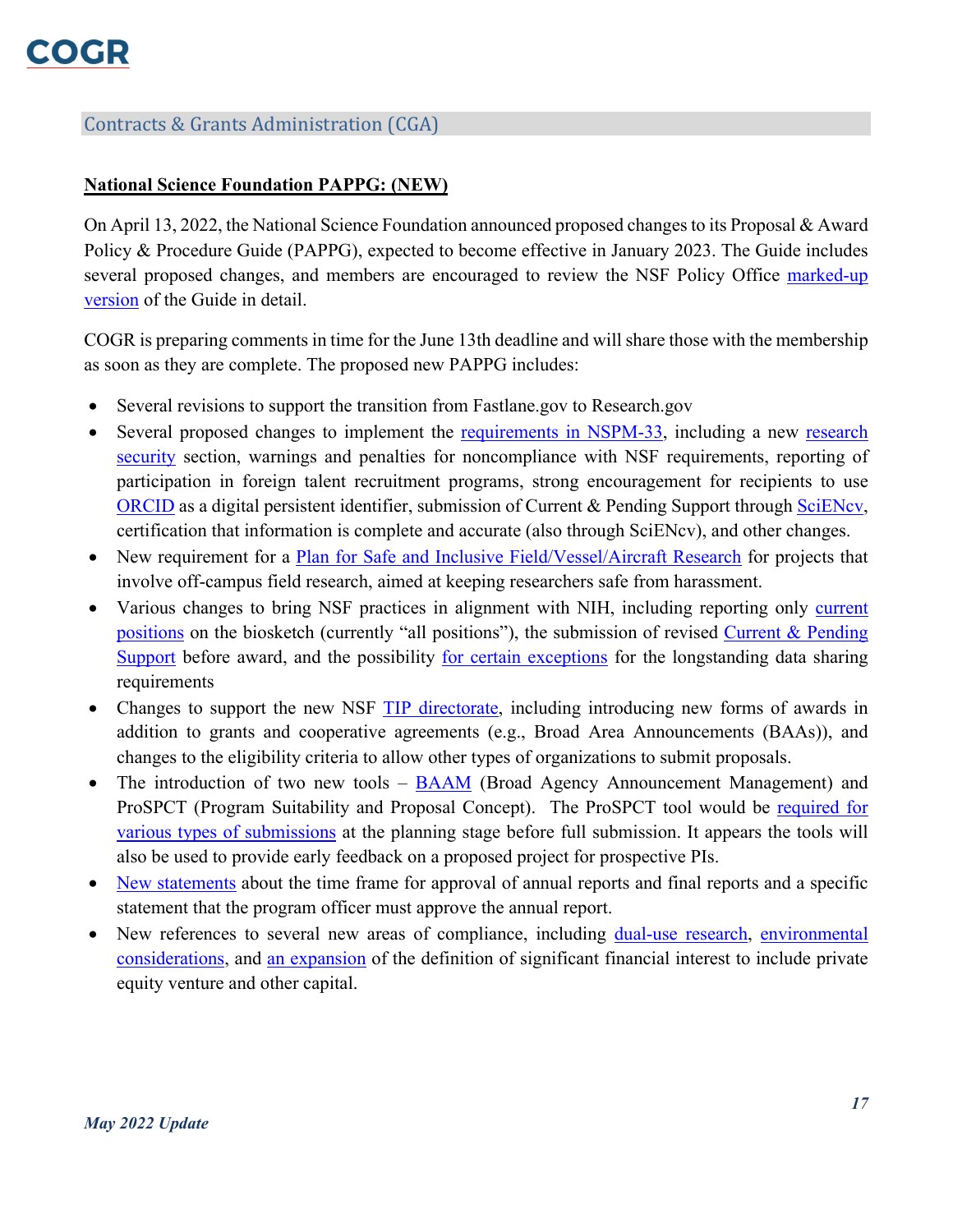## Contracts & Grants Administration (CGA)

**National Science Foundation PAPPG: (NEW)**

On April 13, 2022, the National Science Foundation announced proposed changes to its Proposal & Award Policy & Procedure Guide (PAPPG), expected to become effective in January 2023. The Guide includes several proposed changes, and members are encouraged to review the NSF Policy Office marked-up version of the Guide in detail.

COGR is preparing comments in time for the June 13th deadline and will share those with the membership as soon as they are complete. The proposed new PAPPG includes:

- Several revisions to support the transition from Fastlane.gov to Research.gov
- Several proposed changes to implement the requirements in NSPM-33, including a new research security section, warnings and penalties for noncompliance with NSF requirements, reporting of participation in foreign talent recruitment programs, strong encouragement for recipients to use ORCID as a digital persistent identifier, submission of Current & Pending Support through SciENcv, certification that information is complete and accurate (also through SciENcv), and other changes.
- New requirement for a Plan for Safe and Inclusive Field/Vessel/Aircraft Research for projects that involve off-campus field research, aimed at keeping researchers safe from harassment.
- Various changes to bring NSF practices in alignment with NIH, including reporting only current positions on the biosketch (currently "all positions"), the submission of revised Current & Pending Support before award, and the possibility for certain exceptions for the longstanding data sharing requirements
- Changes to support the new NSF TIP directorate, including introducing new forms of awards in addition to grants and cooperative agreements (e.g., Broad Area Announcements (BAAs)), and changes to the eligibility criteria to allow other types of organizations to submit proposals.
- The introduction of two new tools – BAAM (Broad Agency Announcement Management) and ProSPCT (Program Suitability and Proposal Concept). The ProSPCT tool would be required for various types of submissions at the planning stage before full submission. It appears the tools will also be used to provide early feedback on a proposed project for prospective PIs.
- New statements about the time frame for approval of annual reports and final reports and a specific statement that the program officer must approve the annual report.
- New references to several new areas of compliance, including dual-use research, environmental considerations, and an expansion of the definition of significant financial interest to include private equity venture and other capital.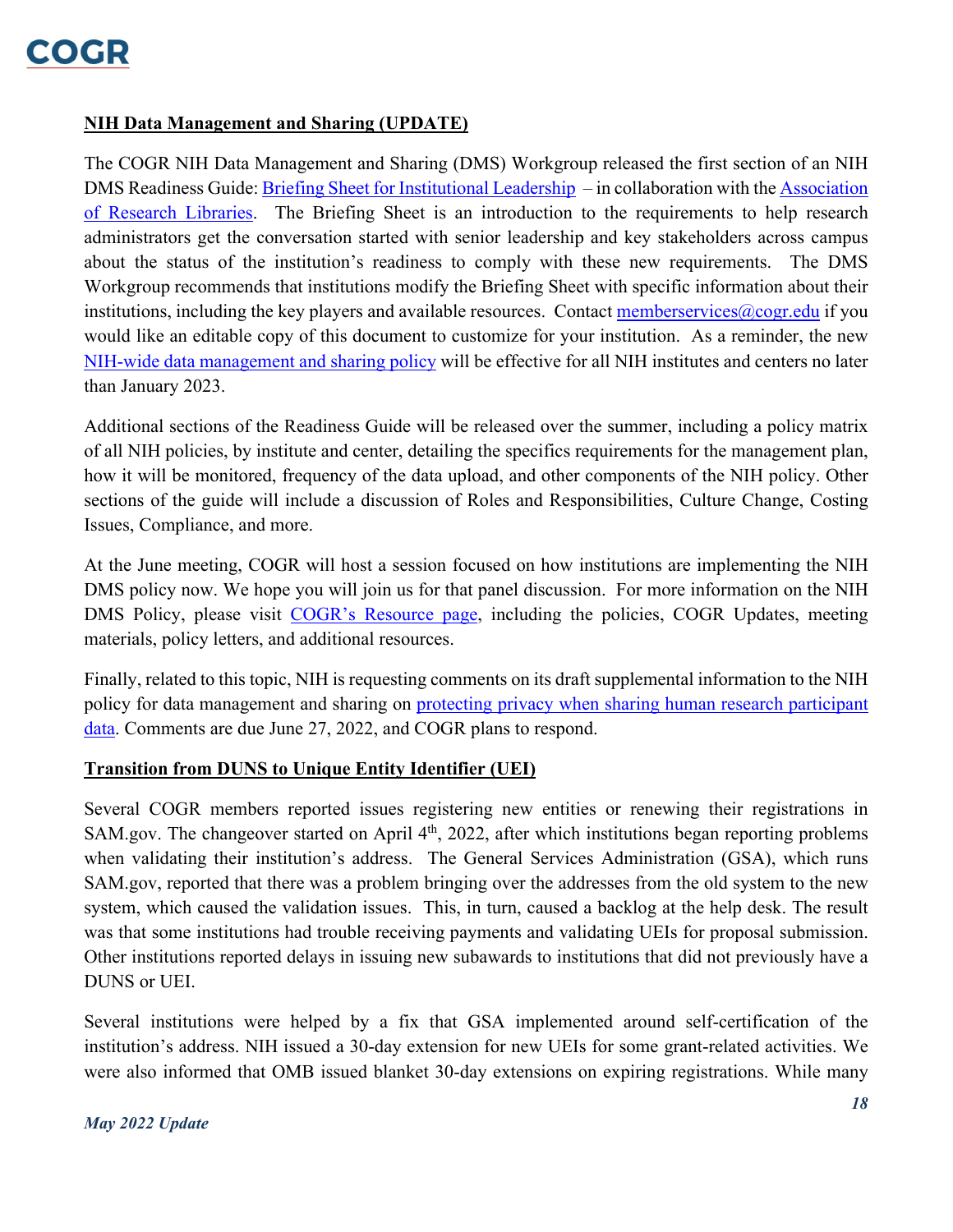**NIH Data Management and Sharing (UPDATE)**

The COGR NIH Data Management and Sharing (DMS) Workgroup released the first section of an NIH DMS Readiness Guide: [Briefing Sheet for Institutional Leadership](#) – in collaboration with the [Association of Research Libraries](#). The Briefing Sheet is an introduction to the requirements to help research administrators get the conversation started with senior leadership and key stakeholders across campus about the status of the institution's readiness to comply with these new requirements. The DMS Workgroup recommends that institutions modify the Briefing Sheet with specific information about their institutions, including the key players and available resources. Contact [memberservices@cogr.edu](mailto:memberservices@cogr.edu) if you would like an editable copy of this document to customize for your institution. As a reminder, the new [NIH-wide data management and sharing policy](#) will be effective for all NIH institutes and centers no later than January 2023.

Additional sections of the Readiness Guide will be released over the summer, including a policy matrix of all NIH policies, by institute and center, detailing the specifics requirements for the management plan, how it will be monitored, frequency of the data upload, and other components of the NIH policy. Other sections of the guide will include a discussion of Roles and Responsibilities, Culture Change, Costing Issues, Compliance, and more.

At the June meeting, COGR will host a session focused on how institutions are implementing the NIH DMS policy now. We hope you will join us for that panel discussion. For more information on the NIH DMS Policy, please visit [COGR's Resource page](#), including the policies, COGR Updates, meeting materials, policy letters, and additional resources.

Finally, related to this topic, NIH is requesting comments on its draft supplemental information to the NIH policy for data management and sharing on [protecting privacy when sharing human research participant data](#). Comments are due June 27, 2022, and COGR plans to respond.

**Transition from DUNS to Unique Entity Identifier (UEI)**

Several COGR members reported issues registering new entities or renewing their registrations in SAM.gov. The changeover started on April 4th, 2022, after which institutions began reporting problems when validating their institution's address. The General Services Administration (GSA), which runs SAM.gov, reported that there was a problem bringing over the addresses from the old system to the new system, which caused the validation issues. This, in turn, caused a backlog at the help desk. The result was that some institutions had trouble receiving payments and validating UEIs for proposal submission. Other institutions reported delays in issuing new subawards to institutions that did not previously have a DUNS or UEI.

Several institutions were helped by a fix that GSA implemented around self-certification of the institution's address. NIH issued a 30-day extension for new UEIs for some grant-related activities. We were also informed that OMB issued blanket 30-day extensions on expiring registrations. While many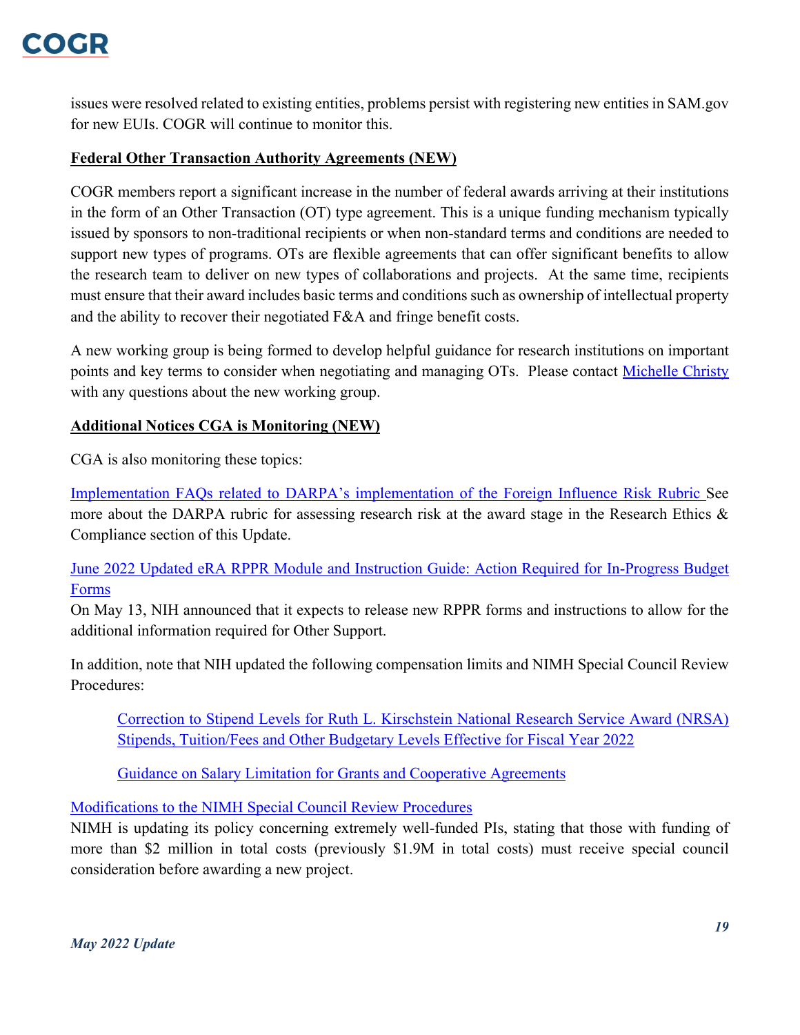issues were resolved related to existing entities, problems persist with registering new entities in SAM.gov for new EUIs. COGR will continue to monitor this.

**Federal Other Transaction Authority Agreements (NEW)**

COGR members report a significant increase in the number of federal awards arriving at their institutions in the form of an Other Transaction (OT) type agreement. This is a unique funding mechanism typically issued by sponsors to non-traditional recipients or when non-standard terms and conditions are needed to support new types of programs. OTs are flexible agreements that can offer significant benefits to allow the research team to deliver on new types of collaborations and projects. At the same time, recipients must ensure that their award includes basic terms and conditions such as ownership of intellectual property and the ability to recover their negotiated F&A and fringe benefit costs.

A new working group is being formed to develop helpful guidance for research institutions on important points and key terms to consider when negotiating and managing OTs. Please contact Michelle Christy with any questions about the new working group.

**Additional Notices CGA is Monitoring (NEW)**

CGA is also monitoring these topics:

Implementation FAQs related to DARPA's implementation of the Foreign Influence Risk Rubric See more about the DARPA rubric for assessing research risk at the award stage in the Research Ethics & Compliance section of this Update.

June 2022 Updated eRA RPPR Module and Instruction Guide: Action Required for In-Progress Budget Forms
On May 13, NIH announced that it expects to release new RPPR forms and instructions to allow for the additional information required for Other Support.

In addition, note that NIH updated the following compensation limits and NIMH Special Council Review Procedures:

> Correction to Stipend Levels for Ruth L. Kirschstein National Research Service Award (NRSA) Stipends, Tuition/Fees and Other Budgetary Levels Effective for Fiscal Year 2022
>
> Guidance on Salary Limitation for Grants and Cooperative Agreements

Modifications to the NIMH Special Council Review Procedures
NIMH is updating its policy concerning extremely well-funded PIs, stating that those with funding of more than $2 million in total costs (previously $1.9M in total costs) must receive special council consideration before awarding a new project.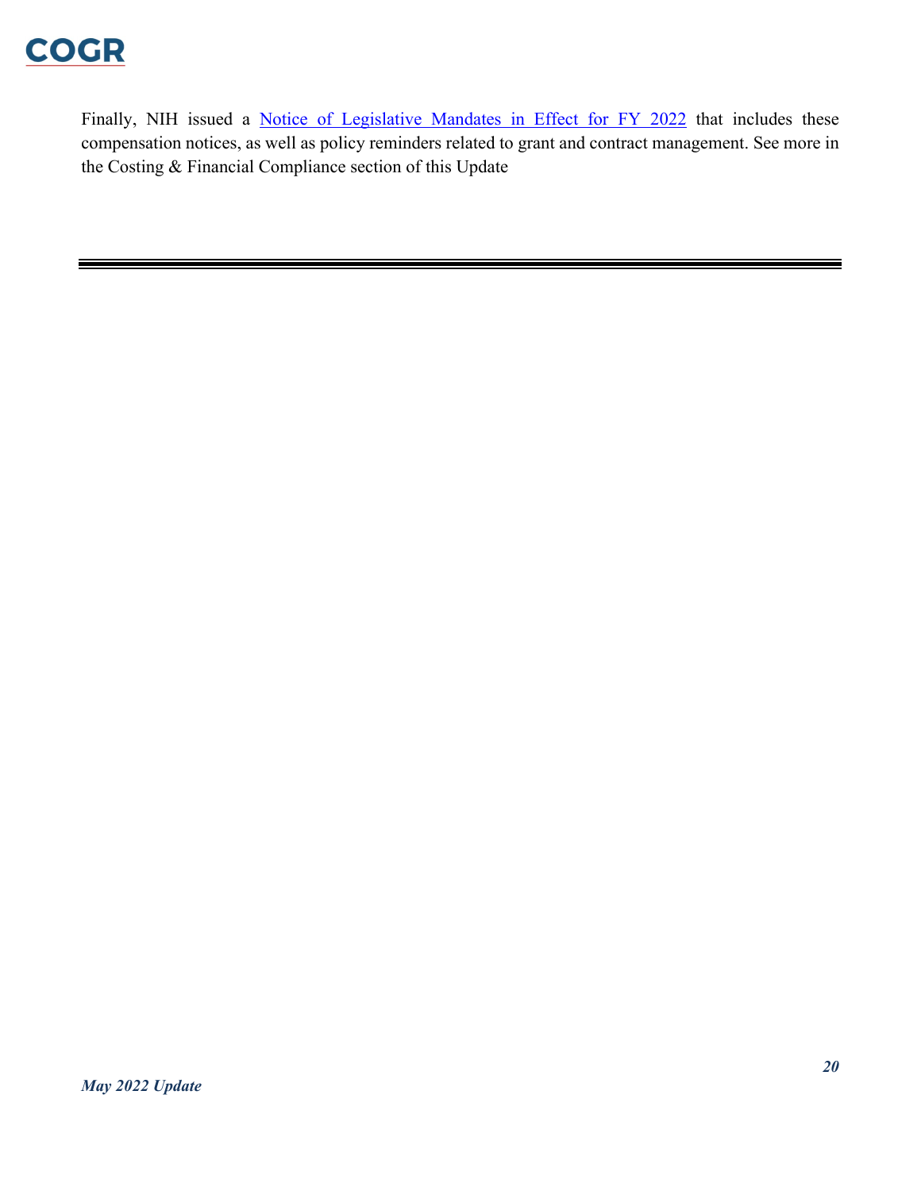Finally, NIH issued a Notice of Legislative Mandates in Effect for FY 2022 that includes these compensation notices, as well as policy reminders related to grant and contract management. See more in the Costing & Financial Compliance section of this Update

---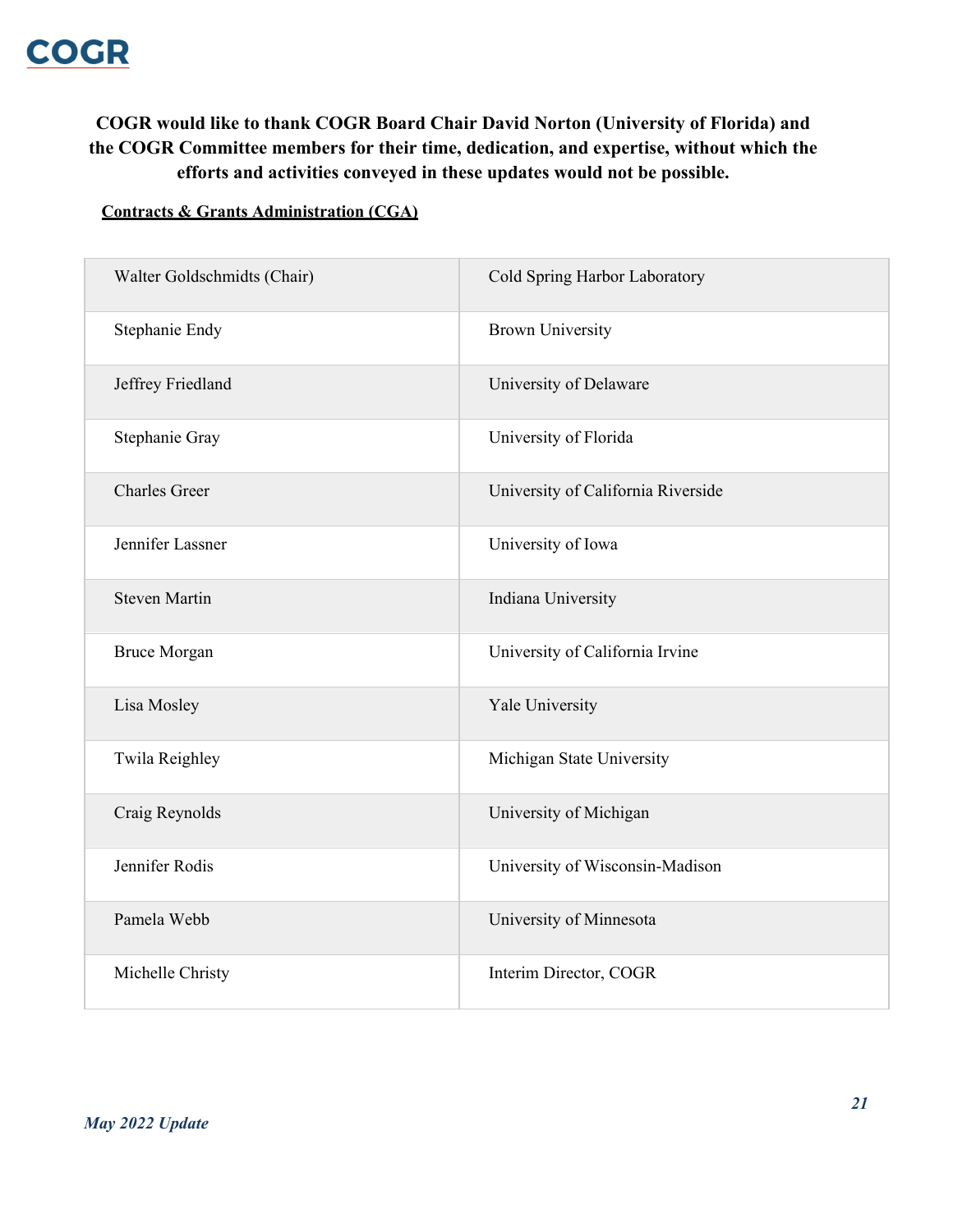**COGR would like to thank COGR Board Chair David Norton (University of Florida) and the COGR Committee members for their time, dedication, and expertise, without which the efforts and activities conveyed in these updates would not be possible.**

**Contracts & Grants Administration (CGA)**

| | |
|---|---|
| Walter Goldschmidts (Chair) | Cold Spring Harbor Laboratory |
| Stephanie Endy | Brown University |
| Jeffrey Friedland | University of Delaware |
| Stephanie Gray | University of Florida |
| Charles Greer | University of California Riverside |
| Jennifer Lassner | University of Iowa |
| Steven Martin | Indiana University |
| Bruce Morgan | University of California Irvine |
| Lisa Mosley | Yale University |
| Twila Reighley | Michigan State University |
| Craig Reynolds | University of Michigan |
| Jennifer Rodis | University of Wisconsin-Madison |
| Pamela Webb | University of Minnesota |
| Michelle Christy | Interim Director, COGR |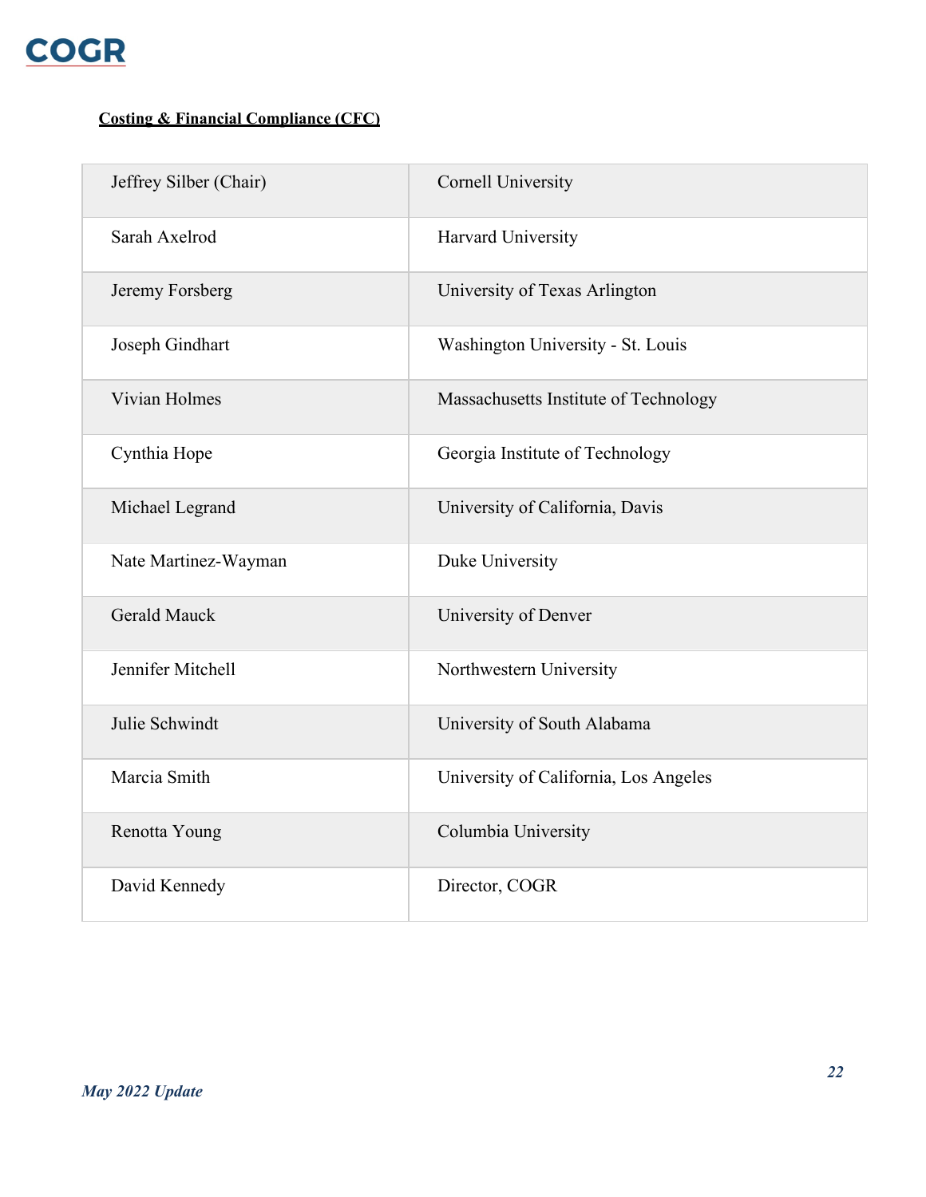**Costing & Financial Compliance (CFC)**

| | |
|---|---|
| Jeffrey Silber (Chair) | Cornell University |
| Sarah Axelrod | Harvard University |
| Jeremy Forsberg | University of Texas Arlington |
| Joseph Gindhart | Washington University - St. Louis |
| Vivian Holmes | Massachusetts Institute of Technology |
| Cynthia Hope | Georgia Institute of Technology |
| Michael Legrand | University of California, Davis |
| Nate Martinez-Wayman | Duke University |
| Gerald Mauck | University of Denver |
| Jennifer Mitchell | Northwestern University |
| Julie Schwindt | University of South Alabama |
| Marcia Smith | University of California, Los Angeles |
| Renotta Young | Columbia University |
| David Kennedy | Director, COGR |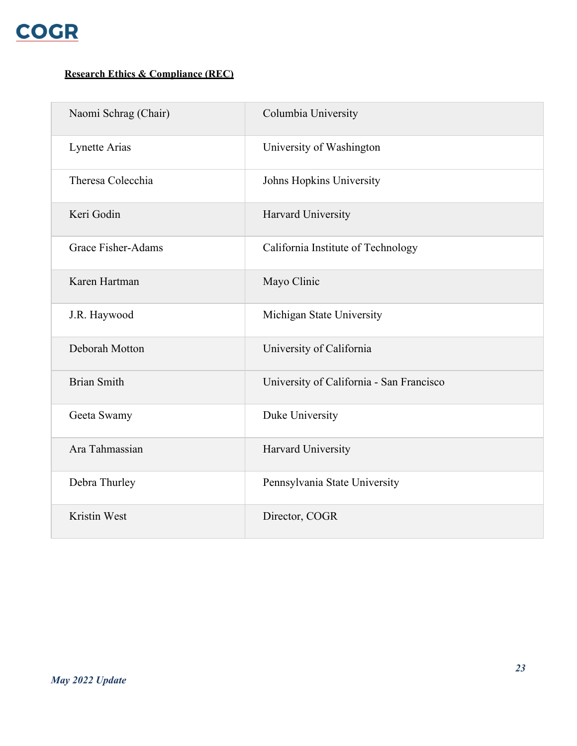**Research Ethics & Compliance (REC)**

| | |
|---|---|
| Naomi Schrag (Chair) | Columbia University |
| Lynette Arias | University of Washington |
| Theresa Colecchia | Johns Hopkins University |
| Keri Godin | Harvard University |
| Grace Fisher-Adams | California Institute of Technology |
| Karen Hartman | Mayo Clinic |
| J.R. Haywood | Michigan State University |
| Deborah Motton | University of California |
| Brian Smith | University of California - San Francisco |
| Geeta Swamy | Duke University |
| Ara Tahmassian | Harvard University |
| Debra Thurley | Pennsylvania State University |
| Kristin West | Director, COGR |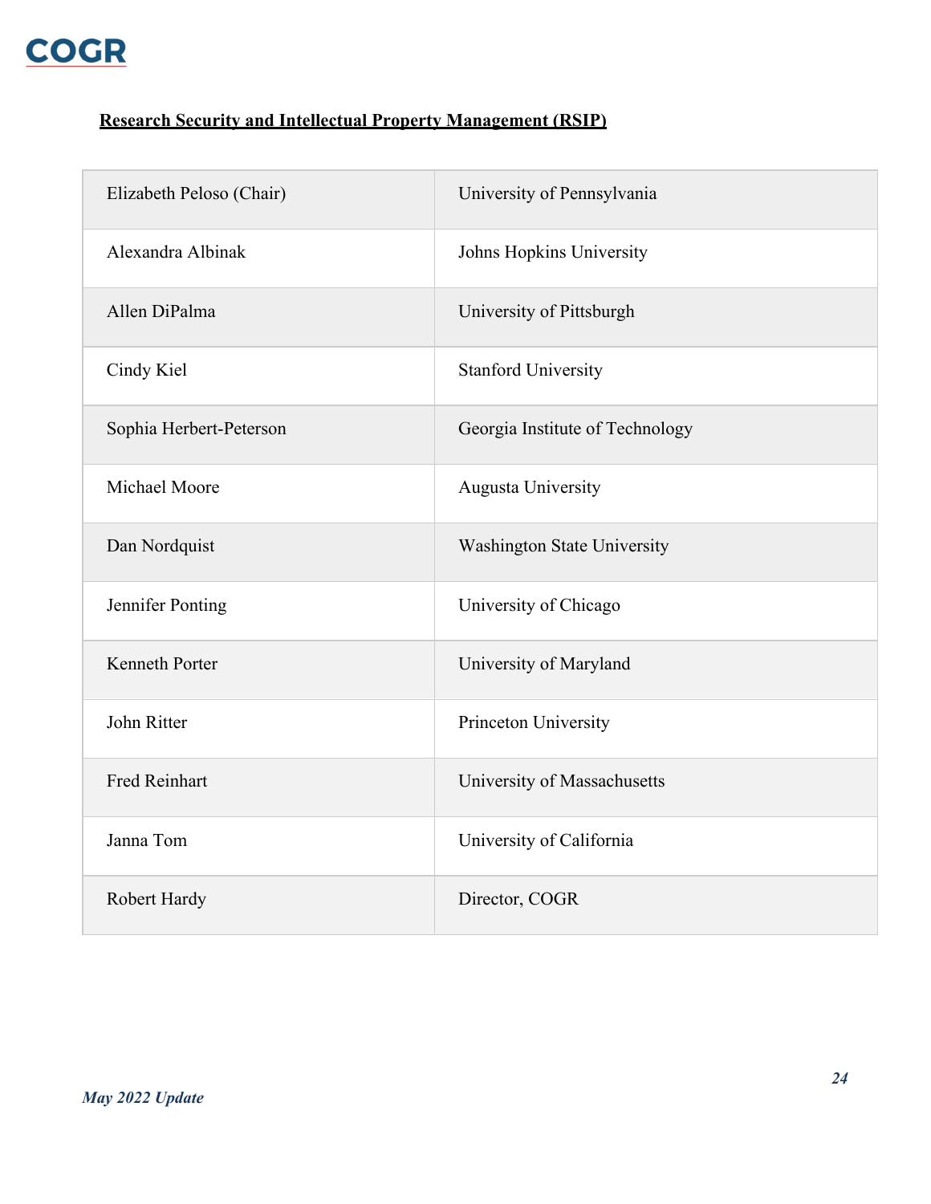**Research Security and Intellectual Property Management (RSIP)**

| | |
|---|---|
| Elizabeth Peloso (Chair) | University of Pennsylvania |
| Alexandra Albinak | Johns Hopkins University |
| Allen DiPalma | University of Pittsburgh |
| Cindy Kiel | Stanford University |
| Sophia Herbert-Peterson | Georgia Institute of Technology |
| Michael Moore | Augusta University |
| Dan Nordquist | Washington State University |
| Jennifer Ponting | University of Chicago |
| Kenneth Porter | University of Maryland |
| John Ritter | Princeton University |
| Fred Reinhart | University of Massachusetts |
| Janna Tom | University of California |
| Robert Hardy | Director, COGR |